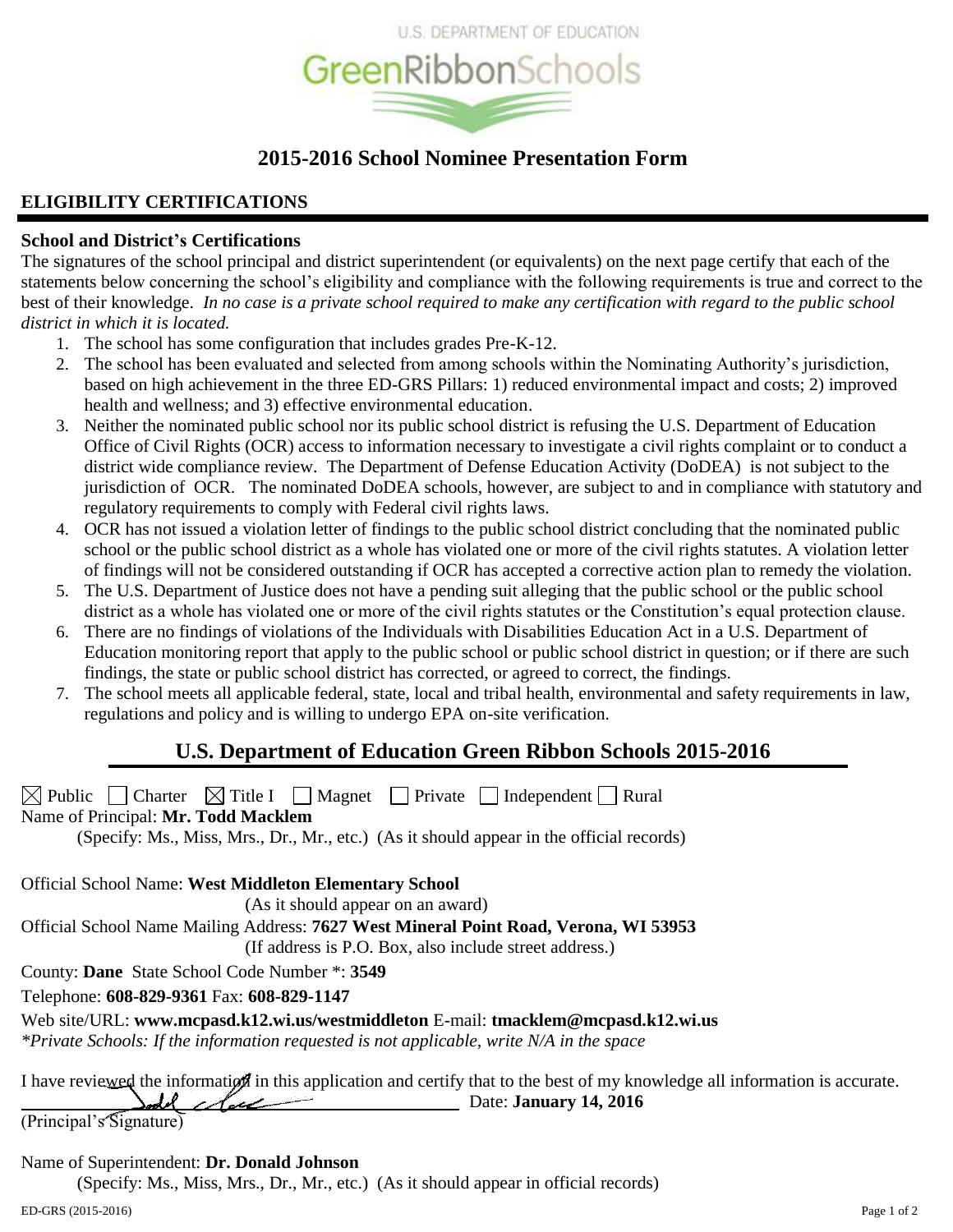U.S. DEPARTMENT OF EDUCATION

GreenRibbonSchools

# 2015-2016 School Nominee Presentation Form

## ELIGIBILITY CERTIFICATIONS

### School and District's Certifications

The signatures of the school principal and district superintendent (or equivalents) on the next page certify that each of the statements below concerning the school's eligibility and compliance with the following requirements is true and correct to the best of their knowledge. *In no case is a private school required to make any certification with regard to the public school district in which it is located.*

1. The school has some configuration that includes grades Pre-K-12.
2. The school has been evaluated and selected from among schools within the Nominating Authority's jurisdiction, based on high achievement in the three ED-GRS Pillars: 1) reduced environmental impact and costs; 2) improved health and wellness; and 3) effective environmental education.
3. Neither the nominated public school nor its public school district is refusing the U.S. Department of Education Office of Civil Rights (OCR) access to information necessary to investigate a civil rights complaint or to conduct a district wide compliance review. The Department of Defense Education Activity (DoDEA) is not subject to the jurisdiction of OCR. The nominated DoDEA schools, however, are subject to and in compliance with statutory and regulatory requirements to comply with Federal civil rights laws.
4. OCR has not issued a violation letter of findings to the public school district concluding that the nominated public school or the public school district as a whole has violated one or more of the civil rights statutes. A violation letter of findings will not be considered outstanding if OCR has accepted a corrective action plan to remedy the violation.
5. The U.S. Department of Justice does not have a pending suit alleging that the public school or the public school district as a whole has violated one or more of the civil rights statutes or the Constitution's equal protection clause.
6. There are no findings of violations of the Individuals with Disabilities Education Act in a U.S. Department of Education monitoring report that apply to the public school or public school district in question; or if there are such findings, the state or public school district has corrected, or agreed to correct, the findings.
7. The school meets all applicable federal, state, local and tribal health, environmental and safety requirements in law, regulations and policy and is willing to undergo EPA on-site verification.

## U.S. Department of Education Green Ribbon Schools 2015-2016

☒ Public ☐ Charter ☒ Title I ☐ Magnet ☐ Private ☐ Independent ☐ Rural

Name of Principal: **Mr. Todd Macklem**
(Specify: Ms., Miss, Mrs., Dr., Mr., etc.) (As it should appear in the official records)

Official School Name: **West Middleton Elementary School**
(As it should appear on an award)

Official School Name Mailing Address: **7627 West Mineral Point Road, Verona, WI 53953**
(If address is P.O. Box, also include street address.)

County: **Dane** State School Code Number *: **3549**

Telephone: **608-829-9361** Fax: **608-829-1147**

Web site/URL: **www.mcpasd.k12.wi.us/westmiddleton** E-mail: **tmacklem@mcpasd.k12.wi.us**

*\*Private Schools: If the information requested is not applicable, write N/A in the space*

I have reviewed the information in this application and certify that to the best of my knowledge all information is accurate.

_________________________ Date: **January 14, 2016**
(Principal's Signature)

Name of Superintendent: **Dr. Donald Johnson**
(Specify: Ms., Miss, Mrs., Dr., Mr., etc.) (As it should appear in official records)

ED-GRS (2015-2016)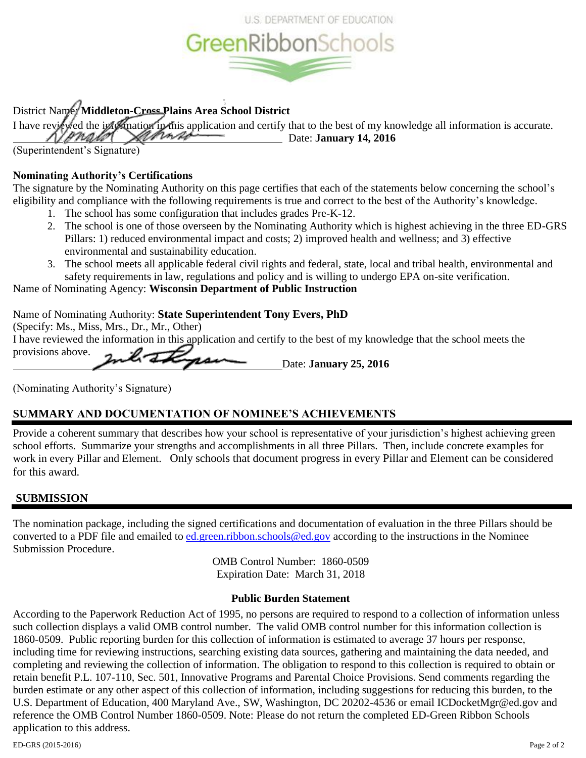U.S. DEPARTMENT OF EDUCATION

GreenRibbonSchools

District Name: **Middleton-Cross Plains Area School District**

I have reviewed the information in this application and certify that to the best of my knowledge all information is accurate.

_________________________________________ Date: **January 14, 2016**

(Superintendent's Signature)

**Nominating Authority's Certifications**

The signature by the Nominating Authority on this page certifies that each of the statements below concerning the school's eligibility and compliance with the following requirements is true and correct to the best of the Authority's knowledge.

1. The school has some configuration that includes grades Pre-K-12.
2. The school is one of those overseen by the Nominating Authority which is highest achieving in the three ED-GRS Pillars: 1) reduced environmental impact and costs; 2) improved health and wellness; and 3) effective environmental and sustainability education.
3. The school meets all applicable federal civil rights and federal, state, local and tribal health, environmental and safety requirements in law, regulations and policy and is willing to undergo EPA on-site verification.

Name of Nominating Agency: **Wisconsin Department of Public Instruction**

Name of Nominating Authority: **State Superintendent Tony Evers, PhD**

(Specify: Ms., Miss, Mrs., Dr., Mr., Other)

I have reviewed the information in this application and certify to the best of my knowledge that the school meets the provisions above.

_________________________________________ Date: **January 25, 2016**

(Nominating Authority's Signature)

## SUMMARY AND DOCUMENTATION OF NOMINEE'S ACHIEVEMENTS

Provide a coherent summary that describes how your school is representative of your jurisdiction's highest achieving green school efforts. Summarize your strengths and accomplishments in all three Pillars. Then, include concrete examples for work in every Pillar and Element. Only schools that document progress in every Pillar and Element can be considered for this award.

## SUBMISSION

The nomination package, including the signed certifications and documentation of evaluation in the three Pillars should be converted to a PDF file and emailed to ed.green.ribbon.schools@ed.gov according to the instructions in the Nominee Submission Procedure.

OMB Control Number: 1860-0509
Expiration Date: March 31, 2018

**Public Burden Statement**

According to the Paperwork Reduction Act of 1995, no persons are required to respond to a collection of information unless such collection displays a valid OMB control number. The valid OMB control number for this information collection is 1860-0509. Public reporting burden for this collection of information is estimated to average 37 hours per response, including time for reviewing instructions, searching existing data sources, gathering and maintaining the data needed, and completing and reviewing the collection of information. The obligation to respond to this collection is required to obtain or retain benefit P.L. 107-110, Sec. 501, Innovative Programs and Parental Choice Provisions. Send comments regarding the burden estimate or any other aspect of this collection of information, including suggestions for reducing this burden, to the U.S. Department of Education, 400 Maryland Ave., SW, Washington, DC 20202-4536 or email ICDocketMgr@ed.gov and reference the OMB Control Number 1860-0509. Note: Please do not return the completed ED-Green Ribbon Schools application to this address.

ED-GRS (2015-2016)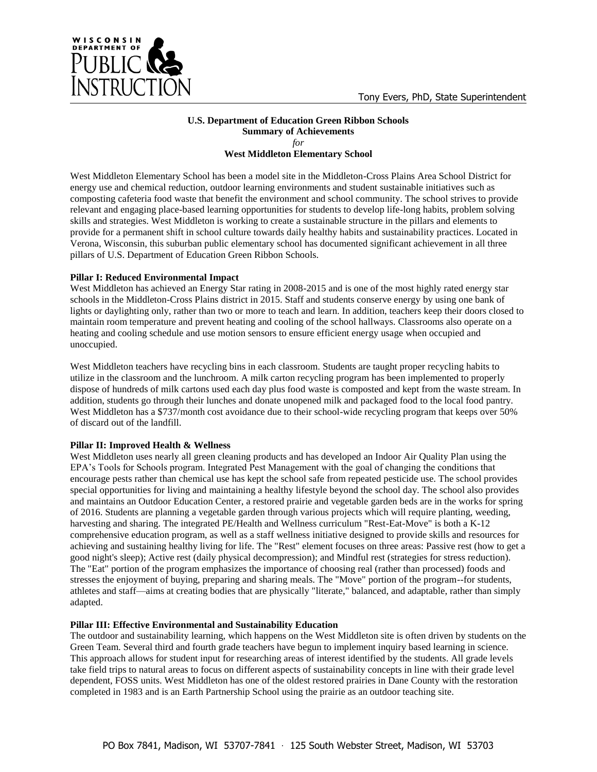**U.S. Department of Education Green Ribbon Schools**
**Summary of Achievements**
*for*
**West Middleton Elementary School**

West Middleton Elementary School has been a model site in the Middleton-Cross Plains Area School District for energy use and chemical reduction, outdoor learning environments and student sustainable initiatives such as composting cafeteria food waste that benefit the environment and school community. The school strives to provide relevant and engaging place-based learning opportunities for students to develop life-long habits, problem solving skills and strategies. West Middleton is working to create a sustainable structure in the pillars and elements to provide for a permanent shift in school culture towards daily healthy habits and sustainability practices. Located in Verona, Wisconsin, this suburban public elementary school has documented significant achievement in all three pillars of U.S. Department of Education Green Ribbon Schools.

**Pillar I: Reduced Environmental Impact**

West Middleton has achieved an Energy Star rating in 2008-2015 and is one of the most highly rated energy star schools in the Middleton-Cross Plains district in 2015. Staff and students conserve energy by using one bank of lights or daylighting only, rather than two or more to teach and learn. In addition, teachers keep their doors closed to maintain room temperature and prevent heating and cooling of the school hallways. Classrooms also operate on a heating and cooling schedule and use motion sensors to ensure efficient energy usage when occupied and unoccupied.

West Middleton teachers have recycling bins in each classroom. Students are taught proper recycling habits to utilize in the classroom and the lunchroom. A milk carton recycling program has been implemented to properly dispose of hundreds of milk cartons used each day plus food waste is composted and kept from the waste stream. In addition, students go through their lunches and donate unopened milk and packaged food to the local food pantry. West Middleton has a $737/month cost avoidance due to their school-wide recycling program that keeps over 50% of discard out of the landfill.

**Pillar II: Improved Health & Wellness**

West Middleton uses nearly all green cleaning products and has developed an Indoor Air Quality Plan using the EPA's Tools for Schools program. Integrated Pest Management with the goal of changing the conditions that encourage pests rather than chemical use has kept the school safe from repeated pesticide use. The school provides special opportunities for living and maintaining a healthy lifestyle beyond the school day. The school also provides and maintains an Outdoor Education Center, a restored prairie and vegetable garden beds are in the works for spring of 2016. Students are planning a vegetable garden through various projects which will require planting, weeding, harvesting and sharing. The integrated PE/Health and Wellness curriculum "Rest-Eat-Move" is both a K-12 comprehensive education program, as well as a staff wellness initiative designed to provide skills and resources for achieving and sustaining healthy living for life. The "Rest" element focuses on three areas: Passive rest (how to get a good night's sleep); Active rest (daily physical decompression); and Mindful rest (strategies for stress reduction). The "Eat" portion of the program emphasizes the importance of choosing real (rather than processed) foods and stresses the enjoyment of buying, preparing and sharing meals. The "Move" portion of the program--for students, athletes and staff—aims at creating bodies that are physically "literate," balanced, and adaptable, rather than simply adapted.

**Pillar III: Effective Environmental and Sustainability Education**

The outdoor and sustainability learning, which happens on the West Middleton site is often driven by students on the Green Team. Several third and fourth grade teachers have begun to implement inquiry based learning in science. This approach allows for student input for researching areas of interest identified by the students. All grade levels take field trips to natural areas to focus on different aspects of sustainability concepts in line with their grade level dependent, FOSS units. West Middleton has one of the oldest restored prairies in Dane County with the restoration completed in 1983 and is an Earth Partnership School using the prairie as an outdoor teaching site.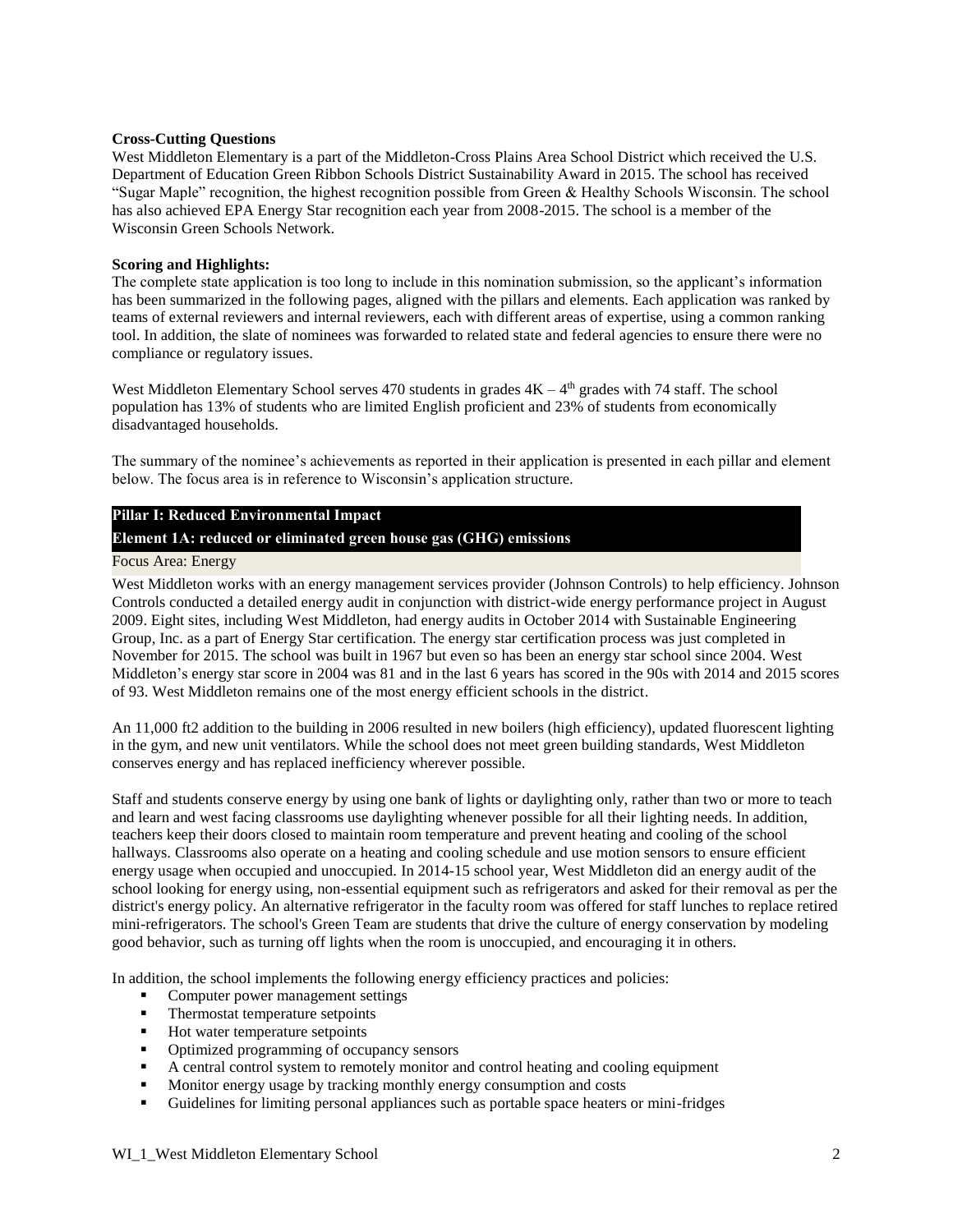**Cross-Cutting Questions**

West Middleton Elementary is a part of the Middleton-Cross Plains Area School District which received the U.S. Department of Education Green Ribbon Schools District Sustainability Award in 2015. The school has received "Sugar Maple" recognition, the highest recognition possible from Green & Healthy Schools Wisconsin. The school has also achieved EPA Energy Star recognition each year from 2008-2015. The school is a member of the Wisconsin Green Schools Network.

**Scoring and Highlights:**

The complete state application is too long to include in this nomination submission, so the applicant's information has been summarized in the following pages, aligned with the pillars and elements. Each application was ranked by teams of external reviewers and internal reviewers, each with different areas of expertise, using a common ranking tool. In addition, the slate of nominees was forwarded to related state and federal agencies to ensure there were no compliance or regulatory issues.

West Middleton Elementary School serves 470 students in grades 4K – 4th grades with 74 staff. The school population has 13% of students who are limited English proficient and 23% of students from economically disadvantaged households.

The summary of the nominee's achievements as reported in their application is presented in each pillar and element below. The focus area is in reference to Wisconsin's application structure.

## Pillar I: Reduced Environmental Impact

### Element 1A: reduced or eliminated green house gas (GHG) emissions

Focus Area: Energy

West Middleton works with an energy management services provider (Johnson Controls) to help efficiency. Johnson Controls conducted a detailed energy audit in conjunction with district-wide energy performance project in August 2009. Eight sites, including West Middleton, had energy audits in October 2014 with Sustainable Engineering Group, Inc. as a part of Energy Star certification. The energy star certification process was just completed in November for 2015. The school was built in 1967 but even so has been an energy star school since 2004. West Middleton's energy star score in 2004 was 81 and in the last 6 years has scored in the 90s with 2014 and 2015 scores of 93. West Middleton remains one of the most energy efficient schools in the district.

An 11,000 ft2 addition to the building in 2006 resulted in new boilers (high efficiency), updated fluorescent lighting in the gym, and new unit ventilators. While the school does not meet green building standards, West Middleton conserves energy and has replaced inefficiency wherever possible.

Staff and students conserve energy by using one bank of lights or daylighting only, rather than two or more to teach and learn and west facing classrooms use daylighting whenever possible for all their lighting needs. In addition, teachers keep their doors closed to maintain room temperature and prevent heating and cooling of the school hallways. Classrooms also operate on a heating and cooling schedule and use motion sensors to ensure efficient energy usage when occupied and unoccupied. In 2014-15 school year, West Middleton did an energy audit of the school looking for energy using, non-essential equipment such as refrigerators and asked for their removal as per the district's energy policy. An alternative refrigerator in the faculty room was offered for staff lunches to replace retired mini-refrigerators. The school's Green Team are students that drive the culture of energy conservation by modeling good behavior, such as turning off lights when the room is unoccupied, and encouraging it in others.

In addition, the school implements the following energy efficiency practices and policies:

- Computer power management settings
- Thermostat temperature setpoints
- Hot water temperature setpoints
- Optimized programming of occupancy sensors
- A central control system to remotely monitor and control heating and cooling equipment
- Monitor energy usage by tracking monthly energy consumption and costs
- Guidelines for limiting personal appliances such as portable space heaters or mini-fridges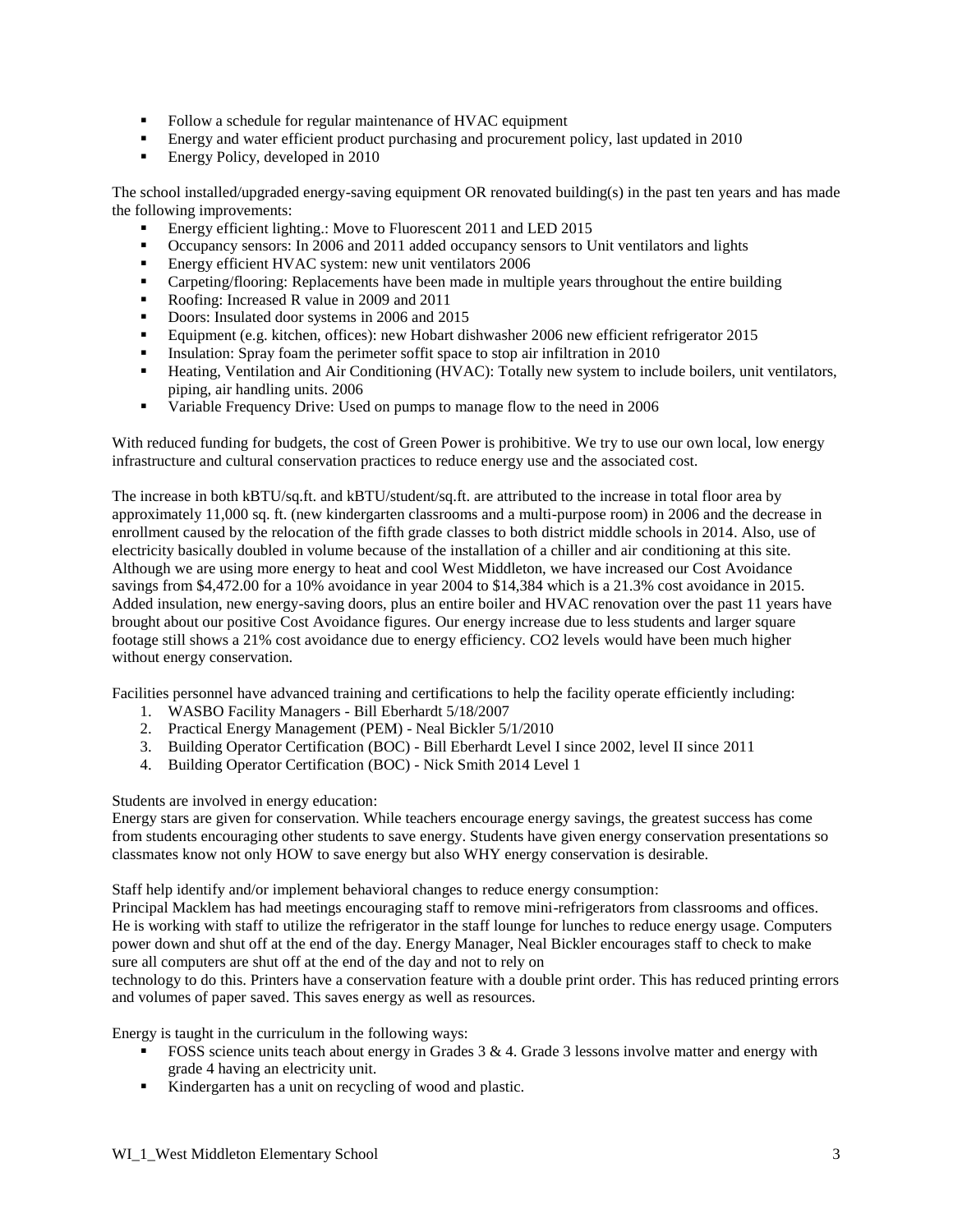- Follow a schedule for regular maintenance of HVAC equipment
- Energy and water efficient product purchasing and procurement policy, last updated in 2010
- Energy Policy, developed in 2010

The school installed/upgraded energy-saving equipment OR renovated building(s) in the past ten years and has made the following improvements:

- Energy efficient lighting.: Move to Fluorescent 2011 and LED 2015
- Occupancy sensors: In 2006 and 2011 added occupancy sensors to Unit ventilators and lights
- Energy efficient HVAC system: new unit ventilators 2006
- Carpeting/flooring: Replacements have been made in multiple years throughout the entire building
- Roofing: Increased R value in 2009 and 2011
- Doors: Insulated door systems in 2006 and 2015
- Equipment (e.g. kitchen, offices): new Hobart dishwasher 2006 new efficient refrigerator 2015
- Insulation: Spray foam the perimeter soffit space to stop air infiltration in 2010
- Heating, Ventilation and Air Conditioning (HVAC): Totally new system to include boilers, unit ventilators, piping, air handling units. 2006
- Variable Frequency Drive: Used on pumps to manage flow to the need in 2006

With reduced funding for budgets, the cost of Green Power is prohibitive. We try to use our own local, low energy infrastructure and cultural conservation practices to reduce energy use and the associated cost.

The increase in both kBTU/sq.ft. and kBTU/student/sq.ft. are attributed to the increase in total floor area by approximately 11,000 sq. ft. (new kindergarten classrooms and a multi-purpose room) in 2006 and the decrease in enrollment caused by the relocation of the fifth grade classes to both district middle schools in 2014. Also, use of electricity basically doubled in volume because of the installation of a chiller and air conditioning at this site. Although we are using more energy to heat and cool West Middleton, we have increased our Cost Avoidance savings from $4,472.00 for a 10% avoidance in year 2004 to $14,384 which is a 21.3% cost avoidance in 2015. Added insulation, new energy-saving doors, plus an entire boiler and HVAC renovation over the past 11 years have brought about our positive Cost Avoidance figures. Our energy increase due to less students and larger square footage still shows a 21% cost avoidance due to energy efficiency. $CO_2$ levels would have been much higher without energy conservation.

Facilities personnel have advanced training and certifications to help the facility operate efficiently including:

1. WASBO Facility Managers - Bill Eberhardt 5/18/2007
2. Practical Energy Management (PEM) - Neal Bickler 5/1/2010
3. Building Operator Certification (BOC) - Bill Eberhardt Level I since 2002, level II since 2011
4. Building Operator Certification (BOC) - Nick Smith 2014 Level 1

Students are involved in energy education:
Energy stars are given for conservation. While teachers encourage energy savings, the greatest success has come from students encouraging other students to save energy. Students have given energy conservation presentations so classmates know not only HOW to save energy but also WHY energy conservation is desirable.

Staff help identify and/or implement behavioral changes to reduce energy consumption:
Principal Macklem has had meetings encouraging staff to remove mini-refrigerators from classrooms and offices. He is working with staff to utilize the refrigerator in the staff lounge for lunches to reduce energy usage. Computers power down and shut off at the end of the day. Energy Manager, Neal Bickler encourages staff to check to make sure all computers are shut off at the end of the day and not to rely on
technology to do this. Printers have a conservation feature with a double print order. This has reduced printing errors and volumes of paper saved. This saves energy as well as resources.

Energy is taught in the curriculum in the following ways:

- FOSS science units teach about energy in Grades 3 & 4. Grade 3 lessons involve matter and energy with grade 4 having an electricity unit.
- Kindergarten has a unit on recycling of wood and plastic.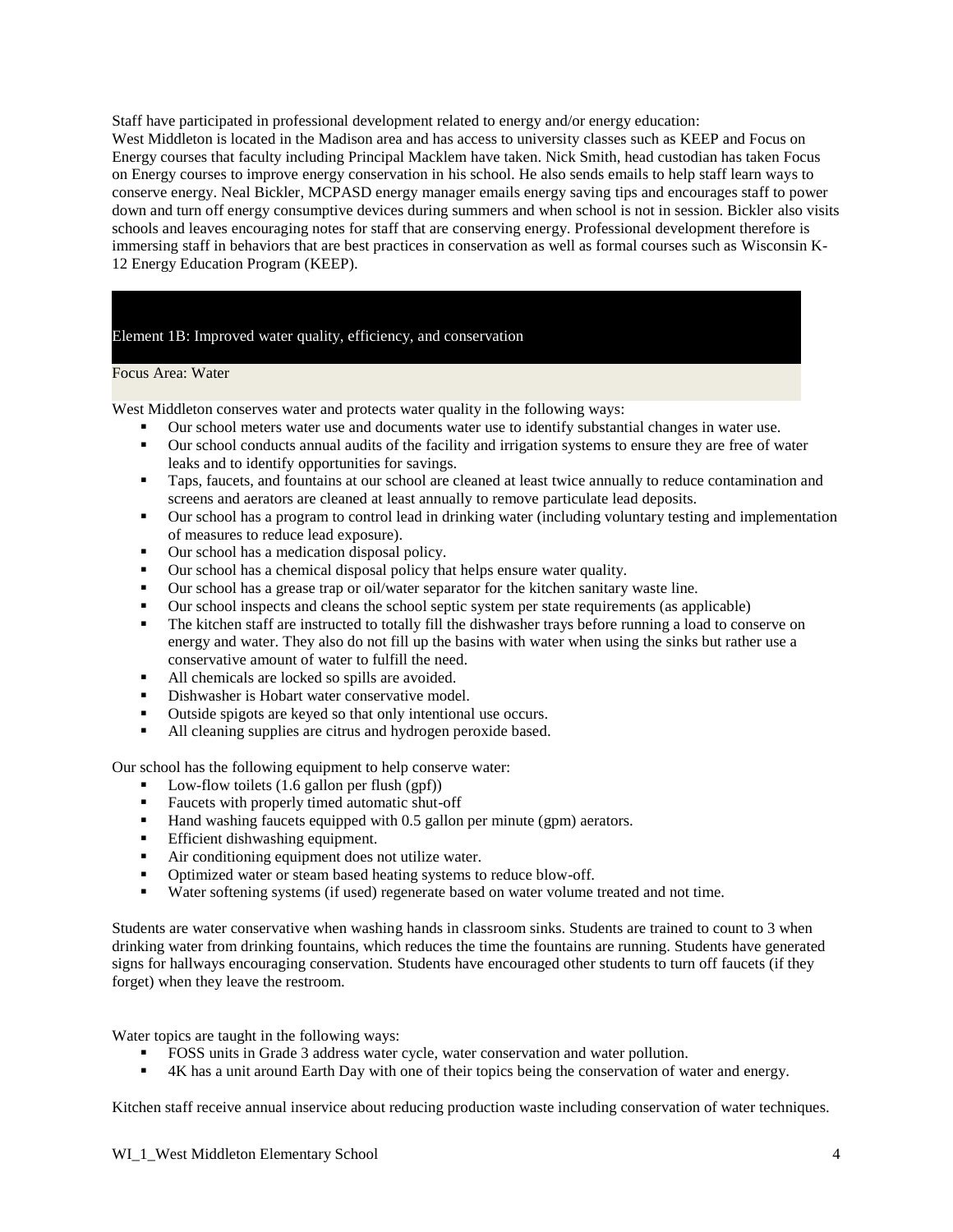Staff have participated in professional development related to energy and/or energy education:
West Middleton is located in the Madison area and has access to university classes such as KEEP and Focus on Energy courses that faculty including Principal Macklem have taken. Nick Smith, head custodian has taken Focus on Energy courses to improve energy conservation in his school. He also sends emails to help staff learn ways to conserve energy. Neal Bickler, MCPASD energy manager emails energy saving tips and encourages staff to power down and turn off energy consumptive devices during summers and when school is not in session. Bickler also visits schools and leaves encouraging notes for staff that are conserving energy. Professional development therefore is immersing staff in behaviors that are best practices in conservation as well as formal courses such as Wisconsin K-12 Energy Education Program (KEEP).

## Element 1B: Improved water quality, efficiency, and conservation

Focus Area: Water

West Middleton conserves water and protects water quality in the following ways:

- Our school meters water use and documents water use to identify substantial changes in water use.
- Our school conducts annual audits of the facility and irrigation systems to ensure they are free of water leaks and to identify opportunities for savings.
- Taps, faucets, and fountains at our school are cleaned at least twice annually to reduce contamination and screens and aerators are cleaned at least annually to remove particulate lead deposits.
- Our school has a program to control lead in drinking water (including voluntary testing and implementation of measures to reduce lead exposure).
- Our school has a medication disposal policy.
- Our school has a chemical disposal policy that helps ensure water quality.
- Our school has a grease trap or oil/water separator for the kitchen sanitary waste line.
- Our school inspects and cleans the school septic system per state requirements (as applicable)
- The kitchen staff are instructed to totally fill the dishwasher trays before running a load to conserve on energy and water. They also do not fill up the basins with water when using the sinks but rather use a conservative amount of water to fulfill the need.
- All chemicals are locked so spills are avoided.
- Dishwasher is Hobart water conservative model.
- Outside spigots are keyed so that only intentional use occurs.
- All cleaning supplies are citrus and hydrogen peroxide based.

Our school has the following equipment to help conserve water:

- Low-flow toilets (1.6 gallon per flush (gpf))
- Faucets with properly timed automatic shut-off
- Hand washing faucets equipped with 0.5 gallon per minute (gpm) aerators.
- Efficient dishwashing equipment.
- Air conditioning equipment does not utilize water.
- Optimized water or steam based heating systems to reduce blow-off.
- Water softening systems (if used) regenerate based on water volume treated and not time.

Students are water conservative when washing hands in classroom sinks. Students are trained to count to 3 when drinking water from drinking fountains, which reduces the time the fountains are running. Students have generated signs for hallways encouraging conservation. Students have encouraged other students to turn off faucets (if they forget) when they leave the restroom.

Water topics are taught in the following ways:

- FOSS units in Grade 3 address water cycle, water conservation and water pollution.
- 4K has a unit around Earth Day with one of their topics being the conservation of water and energy.

Kitchen staff receive annual inservice about reducing production waste including conservation of water techniques.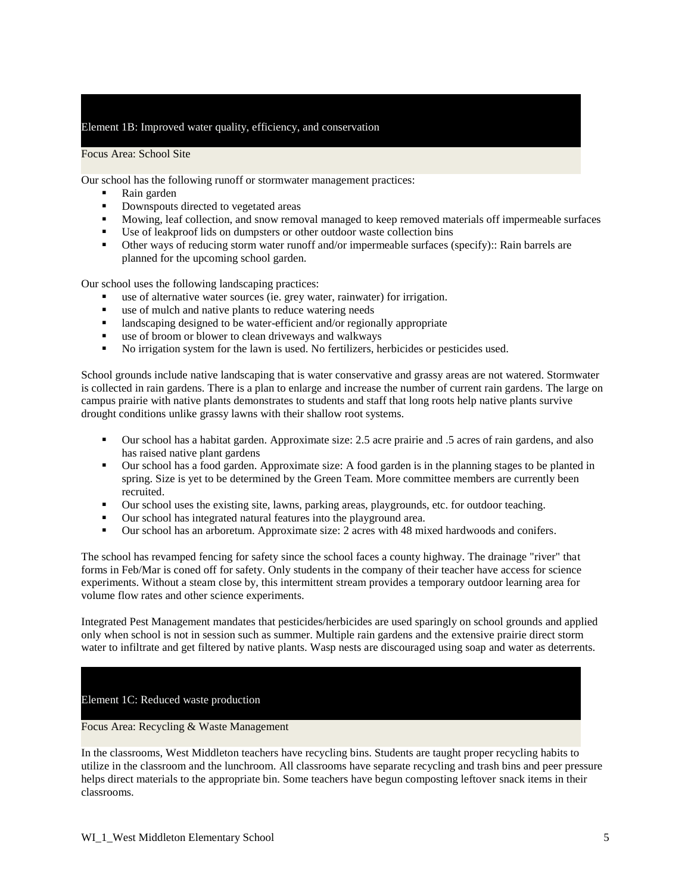## Element 1B: Improved water quality, efficiency, and conservation

### Focus Area: School Site

Our school has the following runoff or stormwater management practices:

- Rain garden
- Downspouts directed to vegetated areas
- Mowing, leaf collection, and snow removal managed to keep removed materials off impermeable surfaces
- Use of leakproof lids on dumpsters or other outdoor waste collection bins
- Other ways of reducing storm water runoff and/or impermeable surfaces (specify):: Rain barrels are planned for the upcoming school garden.

Our school uses the following landscaping practices:

- use of alternative water sources (ie. grey water, rainwater) for irrigation.
- use of mulch and native plants to reduce watering needs
- landscaping designed to be water-efficient and/or regionally appropriate
- use of broom or blower to clean driveways and walkways
- No irrigation system for the lawn is used. No fertilizers, herbicides or pesticides used.

School grounds include native landscaping that is water conservative and grassy areas are not watered. Stormwater is collected in rain gardens. There is a plan to enlarge and increase the number of current rain gardens. The large on campus prairie with native plants demonstrates to students and staff that long roots help native plants survive drought conditions unlike grassy lawns with their shallow root systems.

- Our school has a habitat garden. Approximate size: 2.5 acre prairie and .5 acres of rain gardens, and also has raised native plant gardens
- Our school has a food garden. Approximate size: A food garden is in the planning stages to be planted in spring. Size is yet to be determined by the Green Team. More committee members are currently been recruited.
- Our school uses the existing site, lawns, parking areas, playgrounds, etc. for outdoor teaching.
- Our school has integrated natural features into the playground area.
- Our school has an arboretum. Approximate size: 2 acres with 48 mixed hardwoods and conifers.

The school has revamped fencing for safety since the school faces a county highway. The drainage "river" that forms in Feb/Mar is coned off for safety. Only students in the company of their teacher have access for science experiments. Without a steam close by, this intermittent stream provides a temporary outdoor learning area for volume flow rates and other science experiments.

Integrated Pest Management mandates that pesticides/herbicides are used sparingly on school grounds and applied only when school is not in session such as summer. Multiple rain gardens and the extensive prairie direct storm water to infiltrate and get filtered by native plants. Wasp nests are discouraged using soap and water as deterrents.

## Element 1C: Reduced waste production

### Focus Area: Recycling & Waste Management

In the classrooms, West Middleton teachers have recycling bins. Students are taught proper recycling habits to utilize in the classroom and the lunchroom. All classrooms have separate recycling and trash bins and peer pressure helps direct materials to the appropriate bin. Some teachers have begun composting leftover snack items in their classrooms.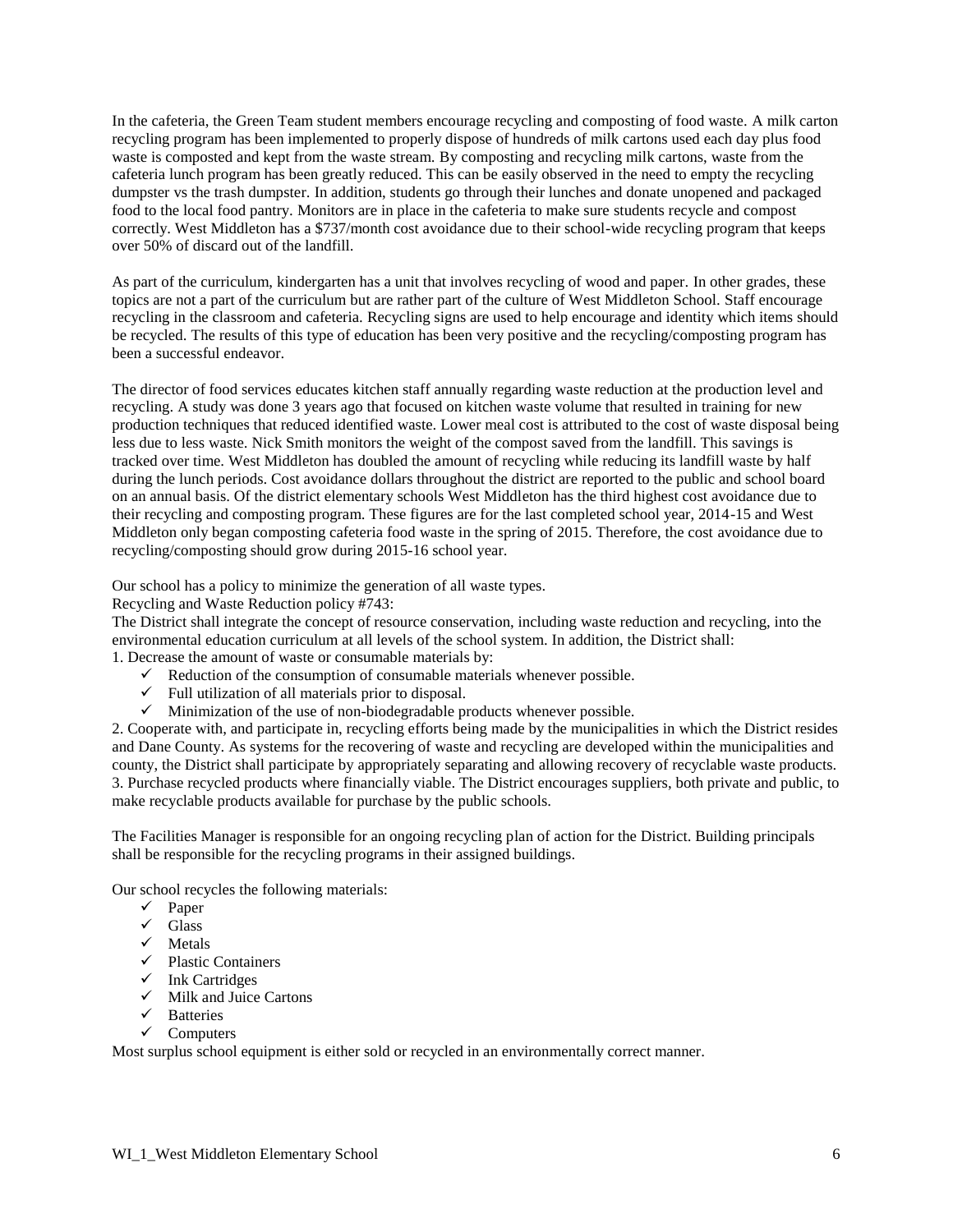In the cafeteria, the Green Team student members encourage recycling and composting of food waste. A milk carton recycling program has been implemented to properly dispose of hundreds of milk cartons used each day plus food waste is composted and kept from the waste stream. By composting and recycling milk cartons, waste from the cafeteria lunch program has been greatly reduced. This can be easily observed in the need to empty the recycling dumpster vs the trash dumpster. In addition, students go through their lunches and donate unopened and packaged food to the local food pantry. Monitors are in place in the cafeteria to make sure students recycle and compost correctly. West Middleton has a $737/month cost avoidance due to their school-wide recycling program that keeps over 50% of discard out of the landfill.

As part of the curriculum, kindergarten has a unit that involves recycling of wood and paper. In other grades, these topics are not a part of the curriculum but are rather part of the culture of West Middleton School. Staff encourage recycling in the classroom and cafeteria. Recycling signs are used to help encourage and identity which items should be recycled. The results of this type of education has been very positive and the recycling/composting program has been a successful endeavor.

The director of food services educates kitchen staff annually regarding waste reduction at the production level and recycling. A study was done 3 years ago that focused on kitchen waste volume that resulted in training for new production techniques that reduced identified waste. Lower meal cost is attributed to the cost of waste disposal being less due to less waste. Nick Smith monitors the weight of the compost saved from the landfill. This savings is tracked over time. West Middleton has doubled the amount of recycling while reducing its landfill waste by half during the lunch periods. Cost avoidance dollars throughout the district are reported to the public and school board on an annual basis. Of the district elementary schools West Middleton has the third highest cost avoidance due to their recycling and composting program. These figures are for the last completed school year, 2014-15 and West Middleton only began composting cafeteria food waste in the spring of 2015. Therefore, the cost avoidance due to recycling/composting should grow during 2015-16 school year.

Our school has a policy to minimize the generation of all waste types.

Recycling and Waste Reduction policy #743:

The District shall integrate the concept of resource conservation, including waste reduction and recycling, into the environmental education curriculum at all levels of the school system. In addition, the District shall:

1. Decrease the amount of waste or consumable materials by:
   - ✓ Reduction of the consumption of consumable materials whenever possible.
   - ✓ Full utilization of all materials prior to disposal.
   - ✓ Minimization of the use of non-biodegradable products whenever possible.
2. Cooperate with, and participate in, recycling efforts being made by the municipalities in which the District resides and Dane County. As systems for the recovering of waste and recycling are developed within the municipalities and county, the District shall participate by appropriately separating and allowing recovery of recyclable waste products.
3. Purchase recycled products where financially viable. The District encourages suppliers, both private and public, to make recyclable products available for purchase by the public schools.

The Facilities Manager is responsible for an ongoing recycling plan of action for the District. Building principals shall be responsible for the recycling programs in their assigned buildings.

Our school recycles the following materials:

- ✓ Paper
- ✓ Glass
- ✓ Metals
- ✓ Plastic Containers
- ✓ Ink Cartridges
- ✓ Milk and Juice Cartons
- ✓ Batteries
- ✓ Computers

Most surplus school equipment is either sold or recycled in an environmentally correct manner.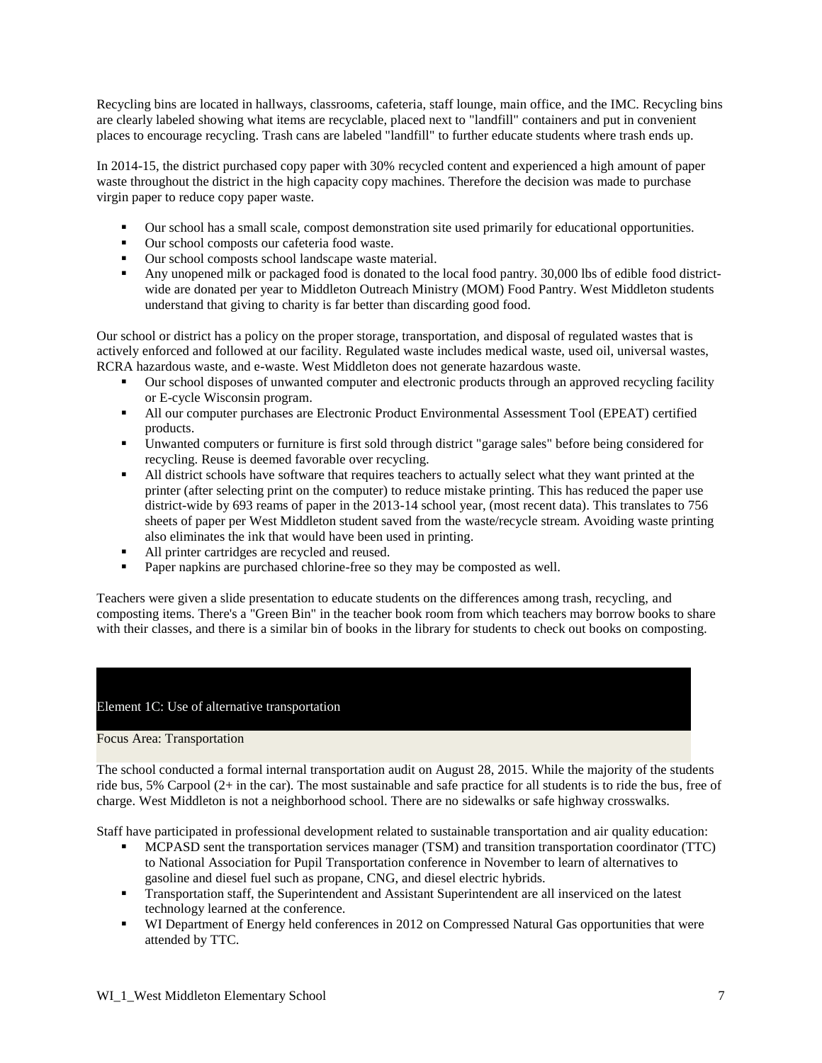Recycling bins are located in hallways, classrooms, cafeteria, staff lounge, main office, and the IMC. Recycling bins are clearly labeled showing what items are recyclable, placed next to "landfill" containers and put in convenient places to encourage recycling. Trash cans are labeled "landfill" to further educate students where trash ends up.

In 2014-15, the district purchased copy paper with 30% recycled content and experienced a high amount of paper waste throughout the district in the high capacity copy machines. Therefore the decision was made to purchase virgin paper to reduce copy paper waste.

- Our school has a small scale, compost demonstration site used primarily for educational opportunities.
- Our school composts our cafeteria food waste.
- Our school composts school landscape waste material.
- Any unopened milk or packaged food is donated to the local food pantry. 30,000 lbs of edible food district-wide are donated per year to Middleton Outreach Ministry (MOM) Food Pantry. West Middleton students understand that giving to charity is far better than discarding good food.

Our school or district has a policy on the proper storage, transportation, and disposal of regulated wastes that is actively enforced and followed at our facility. Regulated waste includes medical waste, used oil, universal wastes, RCRA hazardous waste, and e-waste. West Middleton does not generate hazardous waste.

- Our school disposes of unwanted computer and electronic products through an approved recycling facility or E-cycle Wisconsin program.
- All our computer purchases are Electronic Product Environmental Assessment Tool (EPEAT) certified products.
- Unwanted computers or furniture is first sold through district "garage sales" before being considered for recycling. Reuse is deemed favorable over recycling.
- All district schools have software that requires teachers to actually select what they want printed at the printer (after selecting print on the computer) to reduce mistake printing. This has reduced the paper use district-wide by 693 reams of paper in the 2013-14 school year, (most recent data). This translates to 756 sheets of paper per West Middleton student saved from the waste/recycle stream. Avoiding waste printing also eliminates the ink that would have been used in printing.
- All printer cartridges are recycled and reused.
- Paper napkins are purchased chlorine-free so they may be composted as well.

Teachers were given a slide presentation to educate students on the differences among trash, recycling, and composting items. There's a "Green Bin" in the teacher book room from which teachers may borrow books to share with their classes, and there is a similar bin of books in the library for students to check out books on composting.

## Element 1C: Use of alternative transportation

Focus Area: Transportation

The school conducted a formal internal transportation audit on August 28, 2015. While the majority of the students ride bus, 5% Carpool (2+ in the car). The most sustainable and safe practice for all students is to ride the bus, free of charge. West Middleton is not a neighborhood school. There are no sidewalks or safe highway crosswalks.

Staff have participated in professional development related to sustainable transportation and air quality education:

- MCPASD sent the transportation services manager (TSM) and transition transportation coordinator (TTC) to National Association for Pupil Transportation conference in November to learn of alternatives to gasoline and diesel fuel such as propane, CNG, and diesel electric hybrids.
- Transportation staff, the Superintendent and Assistant Superintendent are all inserviced on the latest technology learned at the conference.
- WI Department of Energy held conferences in 2012 on Compressed Natural Gas opportunities that were attended by TTC.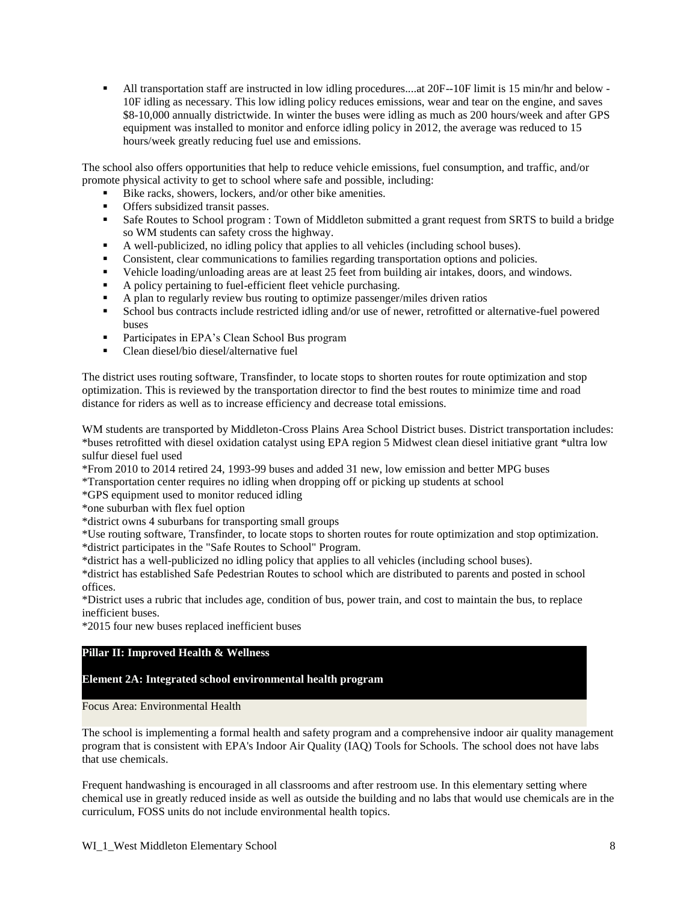- All transportation staff are instructed in low idling procedures....at 20F--10F limit is 15 min/hr and below -10F idling as necessary. This low idling policy reduces emissions, wear and tear on the engine, and saves $8-10,000 annually districtwide. In winter the buses were idling as much as 200 hours/week and after GPS equipment was installed to monitor and enforce idling policy in 2012, the average was reduced to 15 hours/week greatly reducing fuel use and emissions.

The school also offers opportunities that help to reduce vehicle emissions, fuel consumption, and traffic, and/or promote physical activity to get to school where safe and possible, including:

- Bike racks, showers, lockers, and/or other bike amenities.
- Offers subsidized transit passes.
- Safe Routes to School program : Town of Middleton submitted a grant request from SRTS to build a bridge so WM students can safety cross the highway.
- A well-publicized, no idling policy that applies to all vehicles (including school buses).
- Consistent, clear communications to families regarding transportation options and policies.
- Vehicle loading/unloading areas are at least 25 feet from building air intakes, doors, and windows.
- A policy pertaining to fuel-efficient fleet vehicle purchasing.
- A plan to regularly review bus routing to optimize passenger/miles driven ratios
- School bus contracts include restricted idling and/or use of newer, retrofitted or alternative-fuel powered buses
- Participates in EPA's Clean School Bus program
- Clean diesel/bio diesel/alternative fuel

The district uses routing software, Transfinder, to locate stops to shorten routes for route optimization and stop optimization. This is reviewed by the transportation director to find the best routes to minimize time and road distance for riders as well as to increase efficiency and decrease total emissions.

WM students are transported by Middleton-Cross Plains Area School District buses. District transportation includes: *buses retrofitted with diesel oxidation catalyst using EPA region 5 Midwest clean diesel initiative grant *ultra low sulfur diesel fuel used
*From 2010 to 2014 retired 24, 1993-99 buses and added 31 new, low emission and better MPG buses
*Transportation center requires no idling when dropping off or picking up students at school
*GPS equipment used to monitor reduced idling
*one suburban with flex fuel option
*district owns 4 suburbans for transporting small groups
*Use routing software, Transfinder, to locate stops to shorten routes for route optimization and stop optimization.
*district participates in the "Safe Routes to School" Program.
*district has a well-publicized no idling policy that applies to all vehicles (including school buses).
*district has established Safe Pedestrian Routes to school which are distributed to parents and posted in school offices.
*District uses a rubric that includes age, condition of bus, power train, and cost to maintain the bus, to replace inefficient buses.
*2015 four new buses replaced inefficient buses

## Pillar II: Improved Health & Wellness

### Element 2A: Integrated school environmental health program

Focus Area: Environmental Health

The school is implementing a formal health and safety program and a comprehensive indoor air quality management program that is consistent with EPA's Indoor Air Quality (IAQ) Tools for Schools. The school does not have labs that use chemicals.

Frequent handwashing is encouraged in all classrooms and after restroom use. In this elementary setting where chemical use in greatly reduced inside as well as outside the building and no labs that would use chemicals are in the curriculum, FOSS units do not include environmental health topics.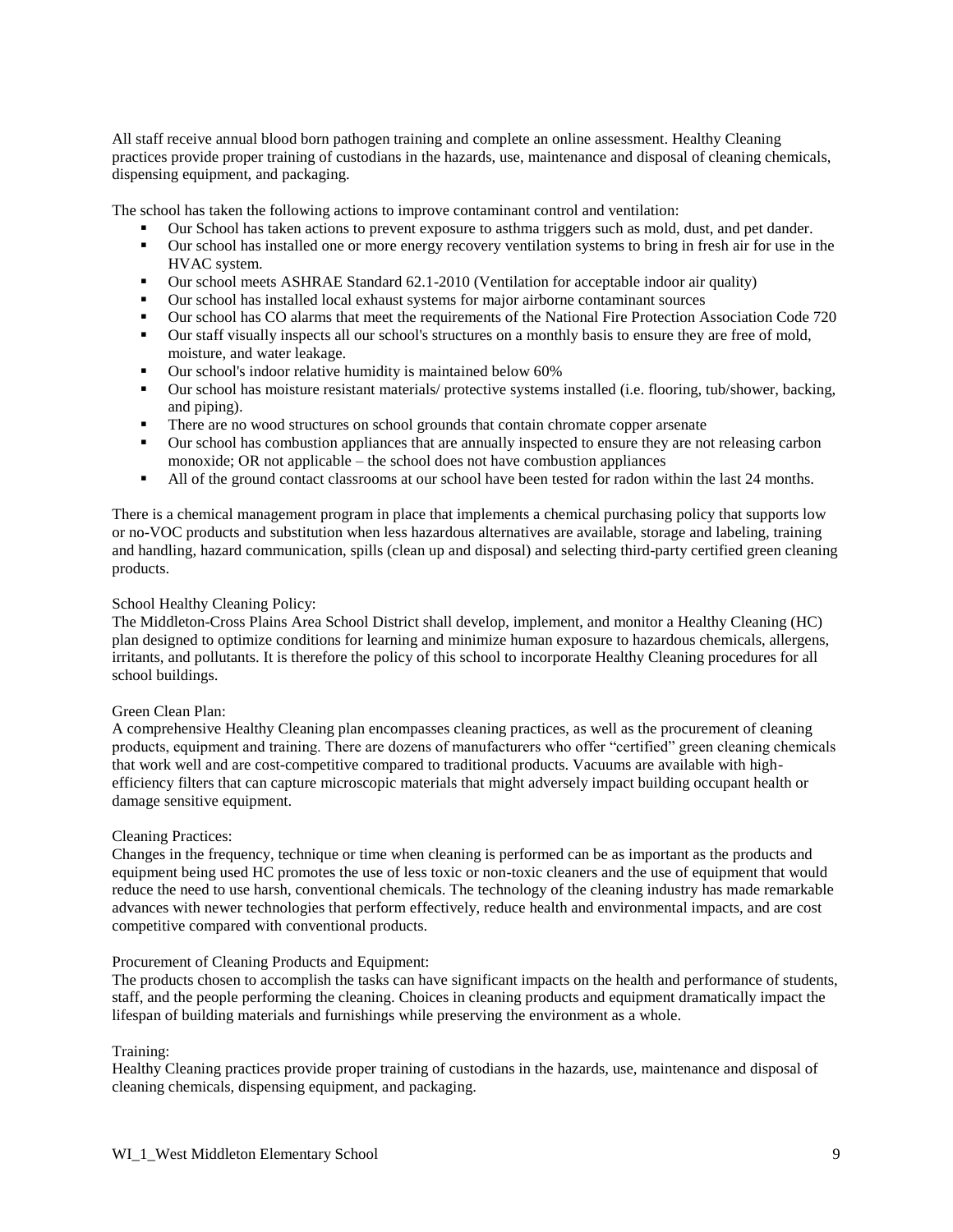All staff receive annual blood born pathogen training and complete an online assessment. Healthy Cleaning practices provide proper training of custodians in the hazards, use, maintenance and disposal of cleaning chemicals, dispensing equipment, and packaging.

The school has taken the following actions to improve contaminant control and ventilation:

- Our School has taken actions to prevent exposure to asthma triggers such as mold, dust, and pet dander.
- Our school has installed one or more energy recovery ventilation systems to bring in fresh air for use in the HVAC system.
- Our school meets ASHRAE Standard 62.1-2010 (Ventilation for acceptable indoor air quality)
- Our school has installed local exhaust systems for major airborne contaminant sources
- Our school has CO alarms that meet the requirements of the National Fire Protection Association Code 720
- Our staff visually inspects all our school's structures on a monthly basis to ensure they are free of mold, moisture, and water leakage.
- Our school's indoor relative humidity is maintained below 60%
- Our school has moisture resistant materials/ protective systems installed (i.e. flooring, tub/shower, backing, and piping).
- There are no wood structures on school grounds that contain chromate copper arsenate
- Our school has combustion appliances that are annually inspected to ensure they are not releasing carbon monoxide; OR not applicable – the school does not have combustion appliances
- All of the ground contact classrooms at our school have been tested for radon within the last 24 months.

There is a chemical management program in place that implements a chemical purchasing policy that supports low or no-VOC products and substitution when less hazardous alternatives are available, storage and labeling, training and handling, hazard communication, spills (clean up and disposal) and selecting third-party certified green cleaning products.

School Healthy Cleaning Policy:
The Middleton-Cross Plains Area School District shall develop, implement, and monitor a Healthy Cleaning (HC) plan designed to optimize conditions for learning and minimize human exposure to hazardous chemicals, allergens, irritants, and pollutants. It is therefore the policy of this school to incorporate Healthy Cleaning procedures for all school buildings.

Green Clean Plan:
A comprehensive Healthy Cleaning plan encompasses cleaning practices, as well as the procurement of cleaning products, equipment and training. There are dozens of manufacturers who offer "certified" green cleaning chemicals that work well and are cost-competitive compared to traditional products. Vacuums are available with high-efficiency filters that can capture microscopic materials that might adversely impact building occupant health or damage sensitive equipment.

Cleaning Practices:
Changes in the frequency, technique or time when cleaning is performed can be as important as the products and equipment being used HC promotes the use of less toxic or non-toxic cleaners and the use of equipment that would reduce the need to use harsh, conventional chemicals. The technology of the cleaning industry has made remarkable advances with newer technologies that perform effectively, reduce health and environmental impacts, and are cost competitive compared with conventional products.

Procurement of Cleaning Products and Equipment:
The products chosen to accomplish the tasks can have significant impacts on the health and performance of students, staff, and the people performing the cleaning. Choices in cleaning products and equipment dramatically impact the lifespan of building materials and furnishings while preserving the environment as a whole.

Training:
Healthy Cleaning practices provide proper training of custodians in the hazards, use, maintenance and disposal of cleaning chemicals, dispensing equipment, and packaging.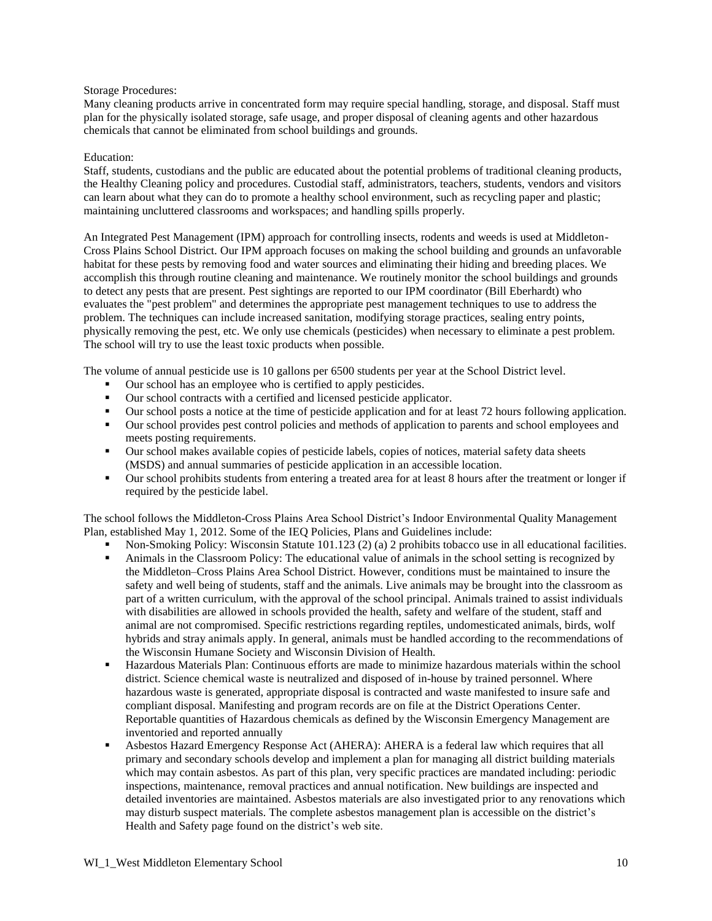Storage Procedures:
Many cleaning products arrive in concentrated form may require special handling, storage, and disposal. Staff must plan for the physically isolated storage, safe usage, and proper disposal of cleaning agents and other hazardous chemicals that cannot be eliminated from school buildings and grounds.

Education:
Staff, students, custodians and the public are educated about the potential problems of traditional cleaning products, the Healthy Cleaning policy and procedures. Custodial staff, administrators, teachers, students, vendors and visitors can learn about what they can do to promote a healthy school environment, such as recycling paper and plastic; maintaining uncluttered classrooms and workspaces; and handling spills properly.

An Integrated Pest Management (IPM) approach for controlling insects, rodents and weeds is used at Middleton-Cross Plains School District. Our IPM approach focuses on making the school building and grounds an unfavorable habitat for these pests by removing food and water sources and eliminating their hiding and breeding places. We accomplish this through routine cleaning and maintenance. We routinely monitor the school buildings and grounds to detect any pests that are present. Pest sightings are reported to our IPM coordinator (Bill Eberhardt) who evaluates the "pest problem" and determines the appropriate pest management techniques to use to address the problem. The techniques can include increased sanitation, modifying storage practices, sealing entry points, physically removing the pest, etc. We only use chemicals (pesticides) when necessary to eliminate a pest problem. The school will try to use the least toxic products when possible.

The volume of annual pesticide use is 10 gallons per 6500 students per year at the School District level.

- Our school has an employee who is certified to apply pesticides.
- Our school contracts with a certified and licensed pesticide applicator.
- Our school posts a notice at the time of pesticide application and for at least 72 hours following application.
- Our school provides pest control policies and methods of application to parents and school employees and meets posting requirements.
- Our school makes available copies of pesticide labels, copies of notices, material safety data sheets (MSDS) and annual summaries of pesticide application in an accessible location.
- Our school prohibits students from entering a treated area for at least 8 hours after the treatment or longer if required by the pesticide label.

The school follows the Middleton-Cross Plains Area School District's Indoor Environmental Quality Management Plan, established May 1, 2012. Some of the IEQ Policies, Plans and Guidelines include:

- Non-Smoking Policy: Wisconsin Statute 101.123 (2) (a) 2 prohibits tobacco use in all educational facilities.
- Animals in the Classroom Policy: The educational value of animals in the school setting is recognized by the Middleton–Cross Plains Area School District. However, conditions must be maintained to insure the safety and well being of students, staff and the animals. Live animals may be brought into the classroom as part of a written curriculum, with the approval of the school principal. Animals trained to assist individuals with disabilities are allowed in schools provided the health, safety and welfare of the student, staff and animal are not compromised. Specific restrictions regarding reptiles, undomesticated animals, birds, wolf hybrids and stray animals apply. In general, animals must be handled according to the recommendations of the Wisconsin Humane Society and Wisconsin Division of Health.
- Hazardous Materials Plan: Continuous efforts are made to minimize hazardous materials within the school district. Science chemical waste is neutralized and disposed of in-house by trained personnel. Where hazardous waste is generated, appropriate disposal is contracted and waste manifested to insure safe and compliant disposal. Manifesting and program records are on file at the District Operations Center. Reportable quantities of Hazardous chemicals as defined by the Wisconsin Emergency Management are inventoried and reported annually
- Asbestos Hazard Emergency Response Act (AHERA): AHERA is a federal law which requires that all primary and secondary schools develop and implement a plan for managing all district building materials which may contain asbestos. As part of this plan, very specific practices are mandated including: periodic inspections, maintenance, removal practices and annual notification. New buildings are inspected and detailed inventories are maintained. Asbestos materials are also investigated prior to any renovations which may disturb suspect materials. The complete asbestos management plan is accessible on the district's Health and Safety page found on the district's web site.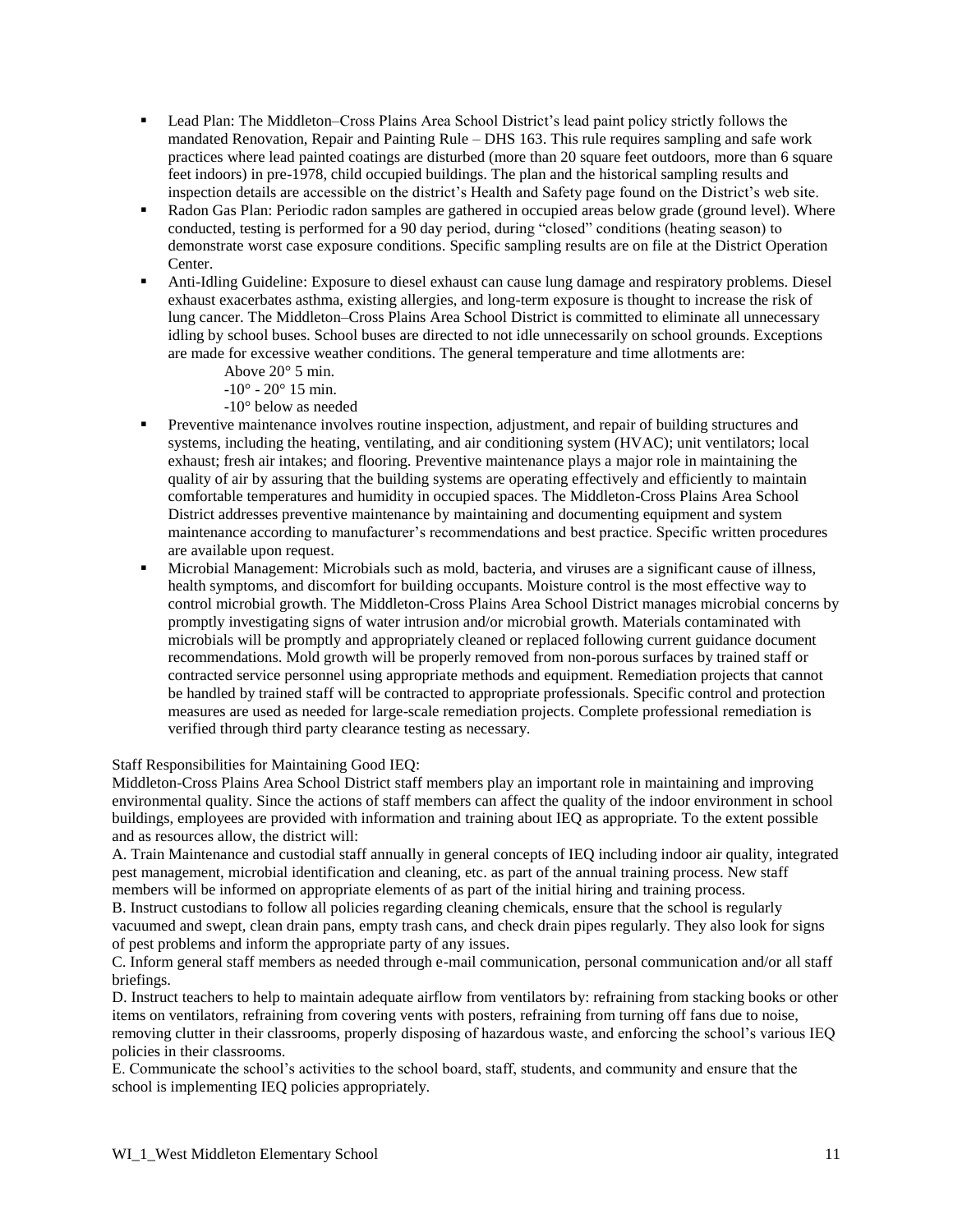- Lead Plan: The Middleton–Cross Plains Area School District's lead paint policy strictly follows the mandated Renovation, Repair and Painting Rule – DHS 163. This rule requires sampling and safe work practices where lead painted coatings are disturbed (more than 20 square feet outdoors, more than 6 square feet indoors) in pre-1978, child occupied buildings. The plan and the historical sampling results and inspection details are accessible on the district's Health and Safety page found on the District's web site.
- Radon Gas Plan: Periodic radon samples are gathered in occupied areas below grade (ground level). Where conducted, testing is performed for a 90 day period, during "closed" conditions (heating season) to demonstrate worst case exposure conditions. Specific sampling results are on file at the District Operation Center.
- Anti-Idling Guideline: Exposure to diesel exhaust can cause lung damage and respiratory problems. Diesel exhaust exacerbates asthma, existing allergies, and long-term exposure is thought to increase the risk of lung cancer. The Middleton–Cross Plains Area School District is committed to eliminate all unnecessary idling by school buses. School buses are directed to not idle unnecessarily on school grounds. Exceptions are made for excessive weather conditions. The general temperature and time allotments are:
  - Above 20° 5 min.
  - -10° - 20° 15 min.
  - -10° below as needed
- Preventive maintenance involves routine inspection, adjustment, and repair of building structures and systems, including the heating, ventilating, and air conditioning system (HVAC); unit ventilators; local exhaust; fresh air intakes; and flooring. Preventive maintenance plays a major role in maintaining the quality of air by assuring that the building systems are operating effectively and efficiently to maintain comfortable temperatures and humidity in occupied spaces. The Middleton-Cross Plains Area School District addresses preventive maintenance by maintaining and documenting equipment and system maintenance according to manufacturer's recommendations and best practice. Specific written procedures are available upon request.
- Microbial Management: Microbials such as mold, bacteria, and viruses are a significant cause of illness, health symptoms, and discomfort for building occupants. Moisture control is the most effective way to control microbial growth. The Middleton-Cross Plains Area School District manages microbial concerns by promptly investigating signs of water intrusion and/or microbial growth. Materials contaminated with microbials will be promptly and appropriately cleaned or replaced following current guidance document recommendations. Mold growth will be properly removed from non-porous surfaces by trained staff or contracted service personnel using appropriate methods and equipment. Remediation projects that cannot be handled by trained staff will be contracted to appropriate professionals. Specific control and protection measures are used as needed for large-scale remediation projects. Complete professional remediation is verified through third party clearance testing as necessary.

Staff Responsibilities for Maintaining Good IEQ:

Middleton-Cross Plains Area School District staff members play an important role in maintaining and improving environmental quality. Since the actions of staff members can affect the quality of the indoor environment in school buildings, employees are provided with information and training about IEQ as appropriate. To the extent possible and as resources allow, the district will:

A. Train Maintenance and custodial staff annually in general concepts of IEQ including indoor air quality, integrated pest management, microbial identification and cleaning, etc. as part of the annual training process. New staff members will be informed on appropriate elements of as part of the initial hiring and training process.

B. Instruct custodians to follow all policies regarding cleaning chemicals, ensure that the school is regularly vacuumed and swept, clean drain pans, empty trash cans, and check drain pipes regularly. They also look for signs of pest problems and inform the appropriate party of any issues.

C. Inform general staff members as needed through e-mail communication, personal communication and/or all staff briefings.

D. Instruct teachers to help to maintain adequate airflow from ventilators by: refraining from stacking books or other items on ventilators, refraining from covering vents with posters, refraining from turning off fans due to noise, removing clutter in their classrooms, properly disposing of hazardous waste, and enforcing the school's various IEQ policies in their classrooms.

E. Communicate the school's activities to the school board, staff, students, and community and ensure that the school is implementing IEQ policies appropriately.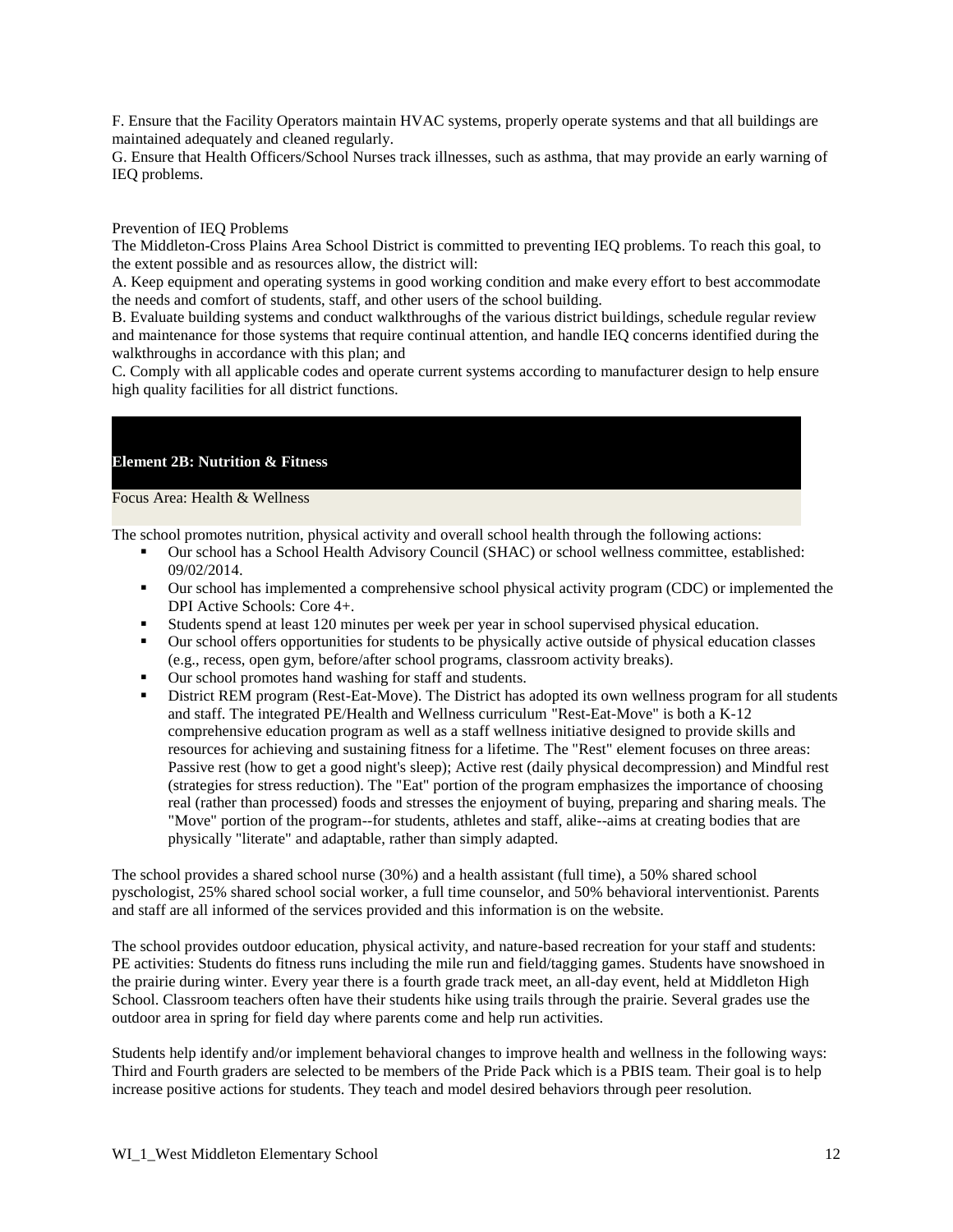F. Ensure that the Facility Operators maintain HVAC systems, properly operate systems and that all buildings are maintained adequately and cleaned regularly.
G. Ensure that Health Officers/School Nurses track illnesses, such as asthma, that may provide an early warning of IEQ problems.

Prevention of IEQ Problems
The Middleton-Cross Plains Area School District is committed to preventing IEQ problems. To reach this goal, to the extent possible and as resources allow, the district will:
A. Keep equipment and operating systems in good working condition and make every effort to best accommodate the needs and comfort of students, staff, and other users of the school building.
B. Evaluate building systems and conduct walkthroughs of the various district buildings, schedule regular review and maintenance for those systems that require continual attention, and handle IEQ concerns identified during the walkthroughs in accordance with this plan; and
C. Comply with all applicable codes and operate current systems according to manufacturer design to help ensure high quality facilities for all district functions.

## Element 2B: Nutrition & Fitness

Focus Area: Health & Wellness

The school promotes nutrition, physical activity and overall school health through the following actions:

- Our school has a School Health Advisory Council (SHAC) or school wellness committee, established: 09/02/2014.
- Our school has implemented a comprehensive school physical activity program (CDC) or implemented the DPI Active Schools: Core 4+.
- Students spend at least 120 minutes per week per year in school supervised physical education.
- Our school offers opportunities for students to be physically active outside of physical education classes (e.g., recess, open gym, before/after school programs, classroom activity breaks).
- Our school promotes hand washing for staff and students.
- District REM program (Rest-Eat-Move). The District has adopted its own wellness program for all students and staff. The integrated PE/Health and Wellness curriculum "Rest-Eat-Move" is both a K-12 comprehensive education program as well as a staff wellness initiative designed to provide skills and resources for achieving and sustaining fitness for a lifetime. The "Rest" element focuses on three areas: Passive rest (how to get a good night's sleep); Active rest (daily physical decompression) and Mindful rest (strategies for stress reduction). The "Eat" portion of the program emphasizes the importance of choosing real (rather than processed) foods and stresses the enjoyment of buying, preparing and sharing meals. The "Move" portion of the program--for students, athletes and staff, alike--aims at creating bodies that are physically "literate" and adaptable, rather than simply adapted.

The school provides a shared school nurse (30%) and a health assistant (full time), a 50% shared school pyschologist, 25% shared school social worker, a full time counselor, and 50% behavioral interventionist. Parents and staff are all informed of the services provided and this information is on the website.

The school provides outdoor education, physical activity, and nature-based recreation for your staff and students: PE activities: Students do fitness runs including the mile run and field/tagging games. Students have snowshoed in the prairie during winter. Every year there is a fourth grade track meet, an all-day event, held at Middleton High School. Classroom teachers often have their students hike using trails through the prairie. Several grades use the outdoor area in spring for field day where parents come and help run activities.

Students help identify and/or implement behavioral changes to improve health and wellness in the following ways: Third and Fourth graders are selected to be members of the Pride Pack which is a PBIS team. Their goal is to help increase positive actions for students. They teach and model desired behaviors through peer resolution.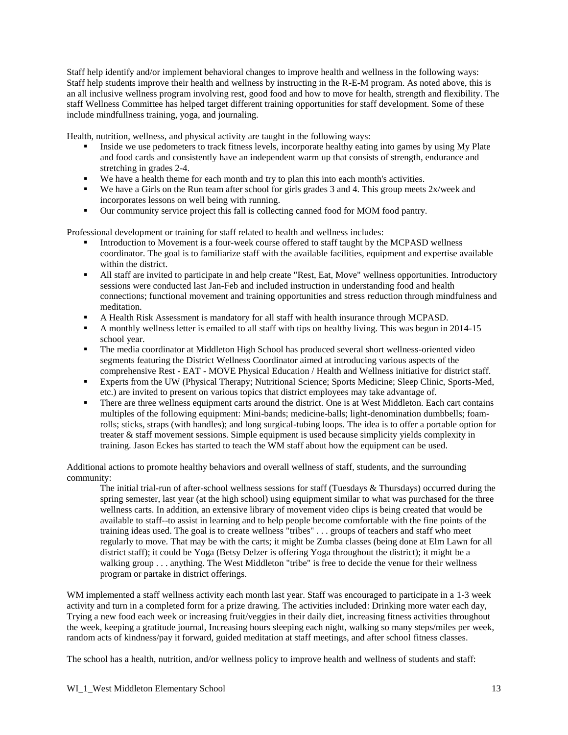Staff help identify and/or implement behavioral changes to improve health and wellness in the following ways: Staff help students improve their health and wellness by instructing in the R-E-M program. As noted above, this is an all inclusive wellness program involving rest, good food and how to move for health, strength and flexibility. The staff Wellness Committee has helped target different training opportunities for staff development. Some of these include mindfullness training, yoga, and journaling.

Health, nutrition, wellness, and physical activity are taught in the following ways:

- Inside we use pedometers to track fitness levels, incorporate healthy eating into games by using My Plate and food cards and consistently have an independent warm up that consists of strength, endurance and stretching in grades 2-4.
- We have a health theme for each month and try to plan this into each month's activities.
- We have a Girls on the Run team after school for girls grades 3 and 4. This group meets 2x/week and incorporates lessons on well being with running.
- Our community service project this fall is collecting canned food for MOM food pantry.

Professional development or training for staff related to health and wellness includes:

- Introduction to Movement is a four-week course offered to staff taught by the MCPASD wellness coordinator. The goal is to familiarize staff with the available facilities, equipment and expertise available within the district.
- All staff are invited to participate in and help create "Rest, Eat, Move" wellness opportunities. Introductory sessions were conducted last Jan-Feb and included instruction in understanding food and health connections; functional movement and training opportunities and stress reduction through mindfulness and meditation.
- A Health Risk Assessment is mandatory for all staff with health insurance through MCPASD.
- A monthly wellness letter is emailed to all staff with tips on healthy living. This was begun in 2014-15 school year.
- The media coordinator at Middleton High School has produced several short wellness-oriented video segments featuring the District Wellness Coordinator aimed at introducing various aspects of the comprehensive Rest - EAT - MOVE Physical Education / Health and Wellness initiative for district staff.
- Experts from the UW (Physical Therapy; Nutritional Science; Sports Medicine; Sleep Clinic, Sports-Med, etc.) are invited to present on various topics that district employees may take advantage of.
- There are three wellness equipment carts around the district. One is at West Middleton. Each cart contains multiples of the following equipment: Mini-bands; medicine-balls; light-denomination dumbbells; foam-rolls; sticks, straps (with handles); and long surgical-tubing loops. The idea is to offer a portable option for treater & staff movement sessions. Simple equipment is used because simplicity yields complexity in training. Jason Eckes has started to teach the WM staff about how the equipment can be used.

Additional actions to promote healthy behaviors and overall wellness of staff, students, and the surrounding community:

> The initial trial-run of after-school wellness sessions for staff (Tuesdays & Thursdays) occurred during the spring semester, last year (at the high school) using equipment similar to what was purchased for the three wellness carts. In addition, an extensive library of movement video clips is being created that would be available to staff--to assist in learning and to help people become comfortable with the fine points of the training ideas used. The goal is to create wellness "tribes" . . . groups of teachers and staff who meet regularly to move. That may be with the carts; it might be Zumba classes (being done at Elm Lawn for all district staff); it could be Yoga (Betsy Delzer is offering Yoga throughout the district); it might be a walking group . . . anything. The West Middleton "tribe" is free to decide the venue for their wellness program or partake in district offerings.

WM implemented a staff wellness activity each month last year. Staff was encouraged to participate in a 1-3 week activity and turn in a completed form for a prize drawing. The activities included: Drinking more water each day, Trying a new food each week or increasing fruit/veggies in their daily diet, increasing fitness activities throughout the week, keeping a gratitude journal, Increasing hours sleeping each night, walking so many steps/miles per week, random acts of kindness/pay it forward, guided meditation at staff meetings, and after school fitness classes.

The school has a health, nutrition, and/or wellness policy to improve health and wellness of students and staff: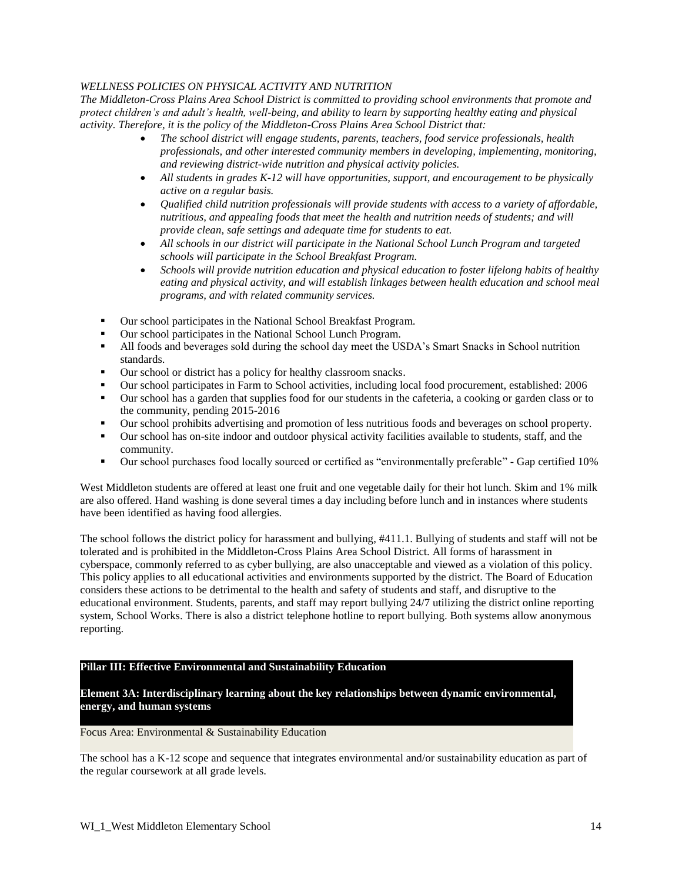*WELLNESS POLICIES ON PHYSICAL ACTIVITY AND NUTRITION*

*The Middleton-Cross Plains Area School District is committed to providing school environments that promote and protect children's and adult's health, well-being, and ability to learn by supporting healthy eating and physical activity. Therefore, it is the policy of the Middleton-Cross Plains Area School District that:*

- *The school district will engage students, parents, teachers, food service professionals, health professionals, and other interested community members in developing, implementing, monitoring, and reviewing district-wide nutrition and physical activity policies.*
- *All students in grades K-12 will have opportunities, support, and encouragement to be physically active on a regular basis.*
- *Qualified child nutrition professionals will provide students with access to a variety of affordable, nutritious, and appealing foods that meet the health and nutrition needs of students; and will provide clean, safe settings and adequate time for students to eat.*
- *All schools in our district will participate in the National School Lunch Program and targeted schools will participate in the School Breakfast Program.*
- *Schools will provide nutrition education and physical education to foster lifelong habits of healthy eating and physical activity, and will establish linkages between health education and school meal programs, and with related community services.*

- Our school participates in the National School Breakfast Program.
- Our school participates in the National School Lunch Program.
- All foods and beverages sold during the school day meet the USDA's Smart Snacks in School nutrition standards.
- Our school or district has a policy for healthy classroom snacks.
- Our school participates in Farm to School activities, including local food procurement, established: 2006
- Our school has a garden that supplies food for our students in the cafeteria, a cooking or garden class or to the community, pending 2015-2016
- Our school prohibits advertising and promotion of less nutritious foods and beverages on school property.
- Our school has on-site indoor and outdoor physical activity facilities available to students, staff, and the community.
- Our school purchases food locally sourced or certified as "environmentally preferable" - Gap certified 10%

West Middleton students are offered at least one fruit and one vegetable daily for their hot lunch. Skim and 1% milk are also offered. Hand washing is done several times a day including before lunch and in instances where students have been identified as having food allergies.

The school follows the district policy for harassment and bullying, #411.1. Bullying of students and staff will not be tolerated and is prohibited in the Middleton-Cross Plains Area School District. All forms of harassment in cyberspace, commonly referred to as cyber bullying, are also unacceptable and viewed as a violation of this policy. This policy applies to all educational activities and environments supported by the district. The Board of Education considers these actions to be detrimental to the health and safety of students and staff, and disruptive to the educational environment. Students, parents, and staff may report bullying 24/7 utilizing the district online reporting system, School Works. There is also a district telephone hotline to report bullying. Both systems allow anonymous reporting.

## Pillar III: Effective Environmental and Sustainability Education

### Element 3A: Interdisciplinary learning about the key relationships between dynamic environmental, energy, and human systems

Focus Area: Environmental & Sustainability Education

The school has a K-12 scope and sequence that integrates environmental and/or sustainability education as part of the regular coursework at all grade levels.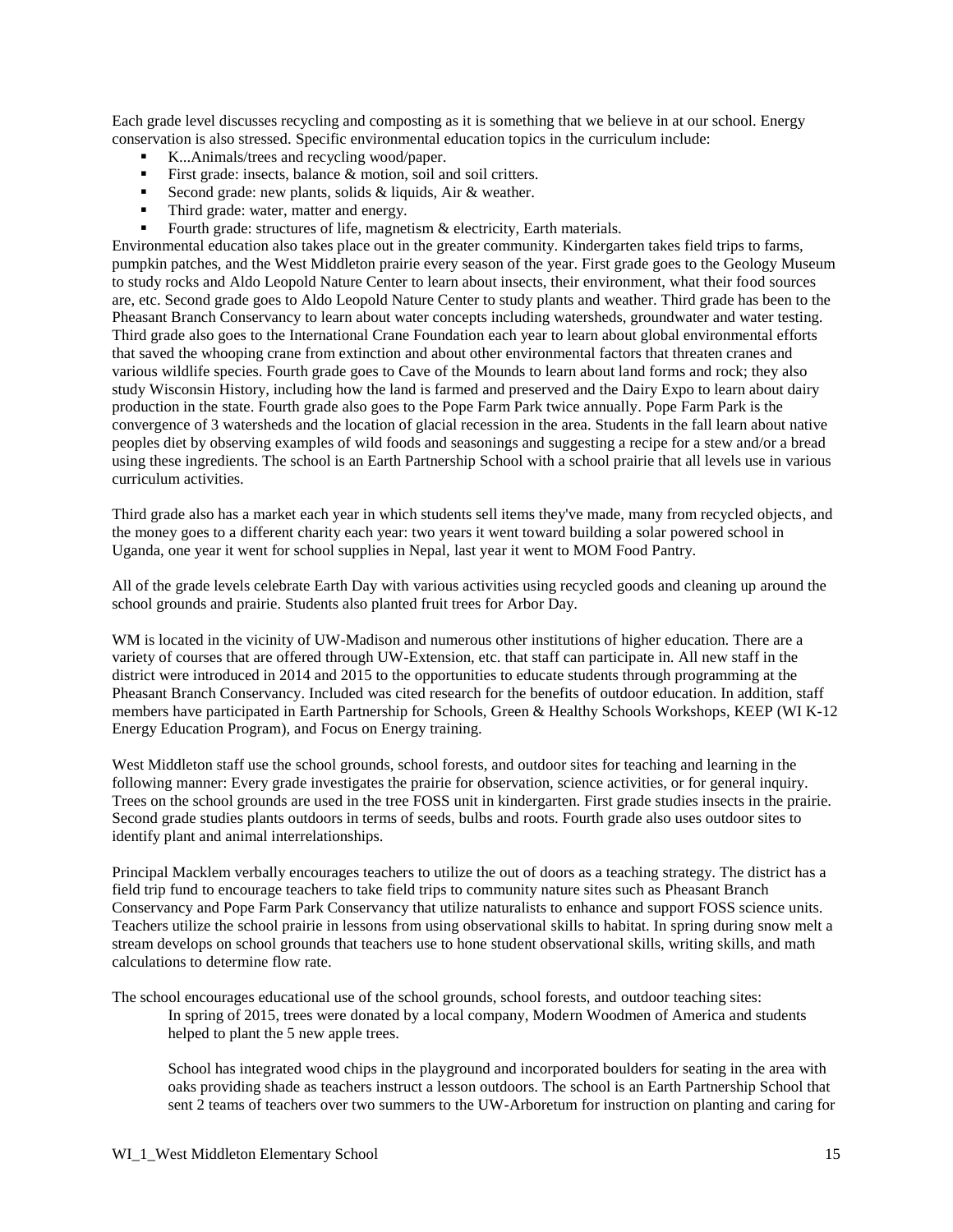Each grade level discusses recycling and composting as it is something that we believe in at our school. Energy conservation is also stressed. Specific environmental education topics in the curriculum include:

- K...Animals/trees and recycling wood/paper.
- First grade: insects, balance & motion, soil and soil critters.
- Second grade: new plants, solids & liquids, Air & weather.
- Third grade: water, matter and energy.
- Fourth grade: structures of life, magnetism & electricity, Earth materials.

Environmental education also takes place out in the greater community. Kindergarten takes field trips to farms, pumpkin patches, and the West Middleton prairie every season of the year. First grade goes to the Geology Museum to study rocks and Aldo Leopold Nature Center to learn about insects, their environment, what their food sources are, etc. Second grade goes to Aldo Leopold Nature Center to study plants and weather. Third grade has been to the Pheasant Branch Conservancy to learn about water concepts including watersheds, groundwater and water testing. Third grade also goes to the International Crane Foundation each year to learn about global environmental efforts that saved the whooping crane from extinction and about other environmental factors that threaten cranes and various wildlife species. Fourth grade goes to Cave of the Mounds to learn about land forms and rock; they also study Wisconsin History, including how the land is farmed and preserved and the Dairy Expo to learn about dairy production in the state. Fourth grade also goes to the Pope Farm Park twice annually. Pope Farm Park is the convergence of 3 watersheds and the location of glacial recession in the area. Students in the fall learn about native peoples diet by observing examples of wild foods and seasonings and suggesting a recipe for a stew and/or a bread using these ingredients. The school is an Earth Partnership School with a school prairie that all levels use in various curriculum activities.

Third grade also has a market each year in which students sell items they've made, many from recycled objects, and the money goes to a different charity each year: two years it went toward building a solar powered school in Uganda, one year it went for school supplies in Nepal, last year it went to MOM Food Pantry.

All of the grade levels celebrate Earth Day with various activities using recycled goods and cleaning up around the school grounds and prairie. Students also planted fruit trees for Arbor Day.

WM is located in the vicinity of UW-Madison and numerous other institutions of higher education. There are a variety of courses that are offered through UW-Extension, etc. that staff can participate in. All new staff in the district were introduced in 2014 and 2015 to the opportunities to educate students through programming at the Pheasant Branch Conservancy. Included was cited research for the benefits of outdoor education. In addition, staff members have participated in Earth Partnership for Schools, Green & Healthy Schools Workshops, KEEP (WI K-12 Energy Education Program), and Focus on Energy training.

West Middleton staff use the school grounds, school forests, and outdoor sites for teaching and learning in the following manner: Every grade investigates the prairie for observation, science activities, or for general inquiry. Trees on the school grounds are used in the tree FOSS unit in kindergarten. First grade studies insects in the prairie. Second grade studies plants outdoors in terms of seeds, bulbs and roots. Fourth grade also uses outdoor sites to identify plant and animal interrelationships.

Principal Macklem verbally encourages teachers to utilize the out of doors as a teaching strategy. The district has a field trip fund to encourage teachers to take field trips to community nature sites such as Pheasant Branch Conservancy and Pope Farm Park Conservancy that utilize naturalists to enhance and support FOSS science units. Teachers utilize the school prairie in lessons from using observational skills to habitat. In spring during snow melt a stream develops on school grounds that teachers use to hone student observational skills, writing skills, and math calculations to determine flow rate.

The school encourages educational use of the school grounds, school forests, and outdoor teaching sites:

In spring of 2015, trees were donated by a local company, Modern Woodmen of America and students helped to plant the 5 new apple trees.

School has integrated wood chips in the playground and incorporated boulders for seating in the area with oaks providing shade as teachers instruct a lesson outdoors. The school is an Earth Partnership School that sent 2 teams of teachers over two summers to the UW-Arboretum for instruction on planting and caring for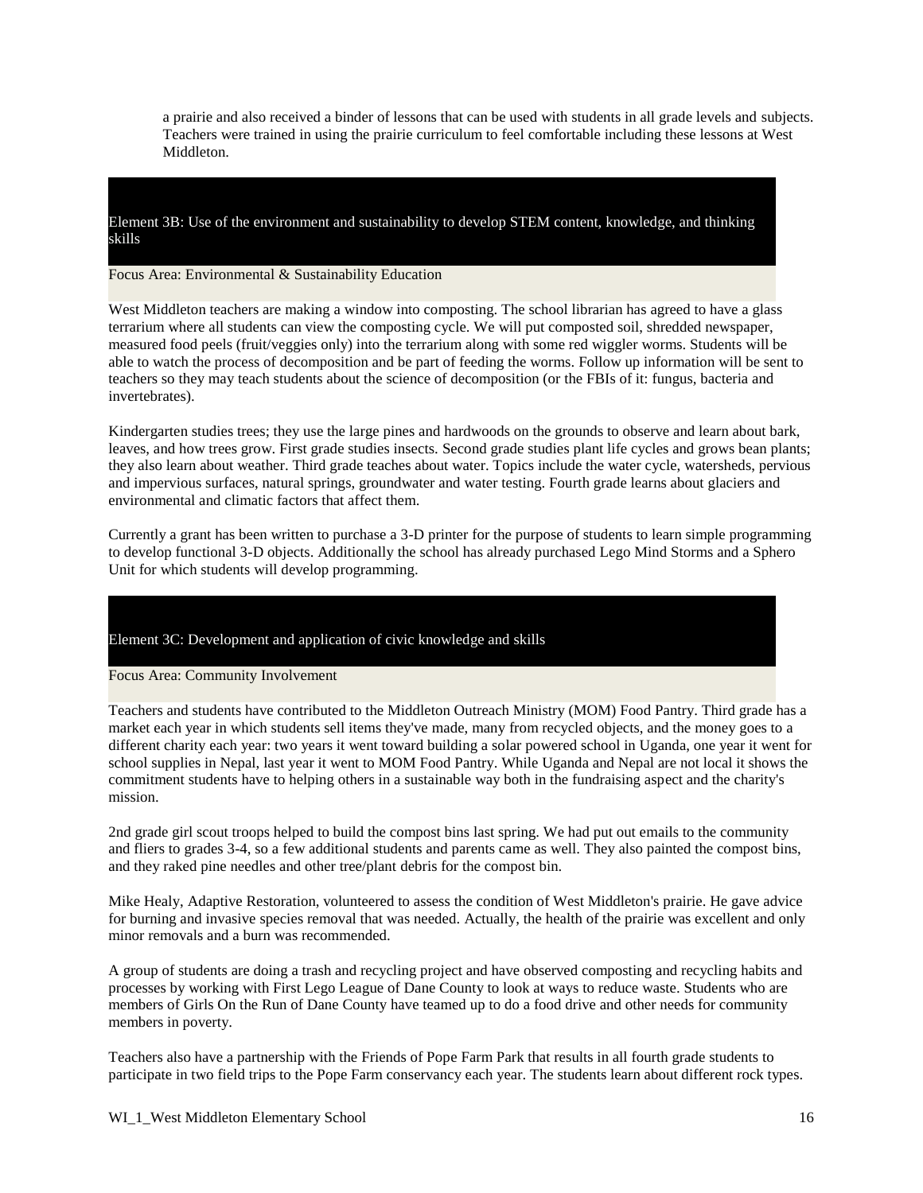a prairie and also received a binder of lessons that can be used with students in all grade levels and subjects. Teachers were trained in using the prairie curriculum to feel comfortable including these lessons at West Middleton.

## Element 3B: Use of the environment and sustainability to develop STEM content, knowledge, and thinking skills

Focus Area: Environmental & Sustainability Education

West Middleton teachers are making a window into composting. The school librarian has agreed to have a glass terrarium where all students can view the composting cycle. We will put composted soil, shredded newspaper, measured food peels (fruit/veggies only) into the terrarium along with some red wiggler worms. Students will be able to watch the process of decomposition and be part of feeding the worms. Follow up information will be sent to teachers so they may teach students about the science of decomposition (or the FBIs of it: fungus, bacteria and invertebrates).

Kindergarten studies trees; they use the large pines and hardwoods on the grounds to observe and learn about bark, leaves, and how trees grow. First grade studies insects. Second grade studies plant life cycles and grows bean plants; they also learn about weather. Third grade teaches about water. Topics include the water cycle, watersheds, pervious and impervious surfaces, natural springs, groundwater and water testing. Fourth grade learns about glaciers and environmental and climatic factors that affect them.

Currently a grant has been written to purchase a 3-D printer for the purpose of students to learn simple programming to develop functional 3-D objects. Additionally the school has already purchased Lego Mind Storms and a Sphero Unit for which students will develop programming.

## Element 3C: Development and application of civic knowledge and skills

Focus Area: Community Involvement

Teachers and students have contributed to the Middleton Outreach Ministry (MOM) Food Pantry. Third grade has a market each year in which students sell items they've made, many from recycled objects, and the money goes to a different charity each year: two years it went toward building a solar powered school in Uganda, one year it went for school supplies in Nepal, last year it went to MOM Food Pantry. While Uganda and Nepal are not local it shows the commitment students have to helping others in a sustainable way both in the fundraising aspect and the charity's mission.

2nd grade girl scout troops helped to build the compost bins last spring. We had put out emails to the community and fliers to grades 3-4, so a few additional students and parents came as well. They also painted the compost bins, and they raked pine needles and other tree/plant debris for the compost bin.

Mike Healy, Adaptive Restoration, volunteered to assess the condition of West Middleton's prairie. He gave advice for burning and invasive species removal that was needed. Actually, the health of the prairie was excellent and only minor removals and a burn was recommended.

A group of students are doing a trash and recycling project and have observed composting and recycling habits and processes by working with First Lego League of Dane County to look at ways to reduce waste. Students who are members of Girls On the Run of Dane County have teamed up to do a food drive and other needs for community members in poverty.

Teachers also have a partnership with the Friends of Pope Farm Park that results in all fourth grade students to participate in two field trips to the Pope Farm conservancy each year. The students learn about different rock types.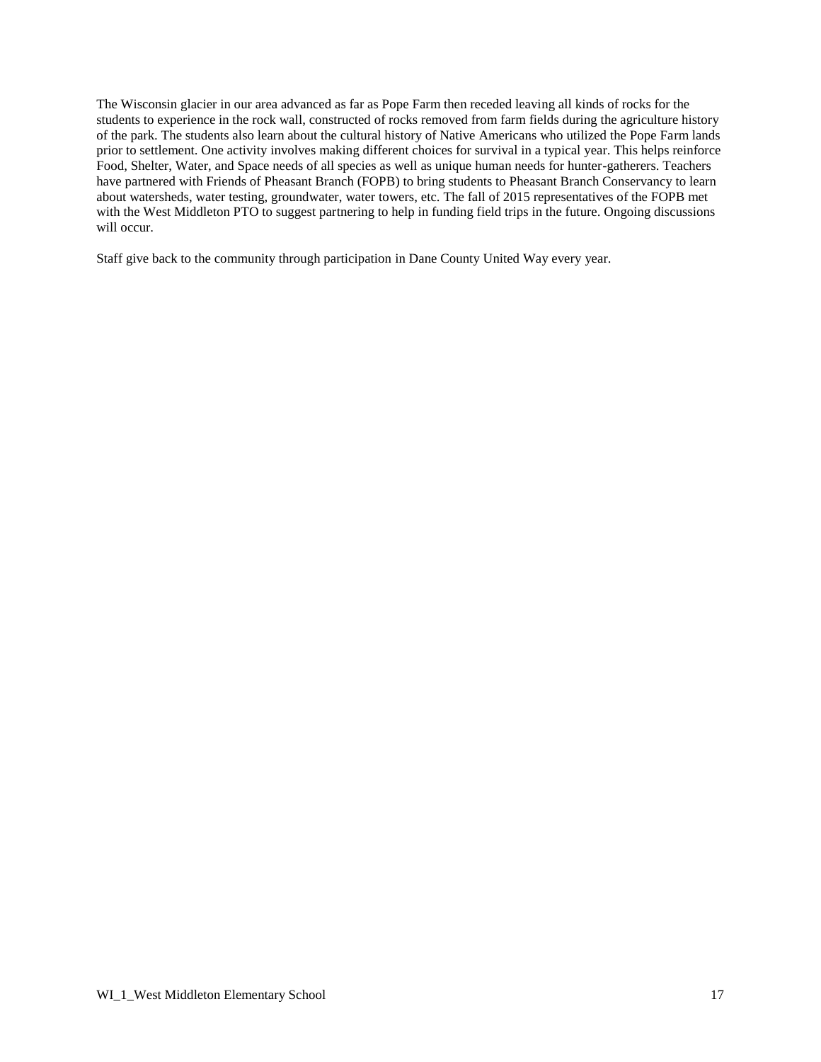The Wisconsin glacier in our area advanced as far as Pope Farm then receded leaving all kinds of rocks for the students to experience in the rock wall, constructed of rocks removed from farm fields during the agriculture history of the park. The students also learn about the cultural history of Native Americans who utilized the Pope Farm lands prior to settlement. One activity involves making different choices for survival in a typical year. This helps reinforce Food, Shelter, Water, and Space needs of all species as well as unique human needs for hunter-gatherers. Teachers have partnered with Friends of Pheasant Branch (FOPB) to bring students to Pheasant Branch Conservancy to learn about watersheds, water testing, groundwater, water towers, etc. The fall of 2015 representatives of the FOPB met with the West Middleton PTO to suggest partnering to help in funding field trips in the future. Ongoing discussions will occur.

Staff give back to the community through participation in Dane County United Way every year.